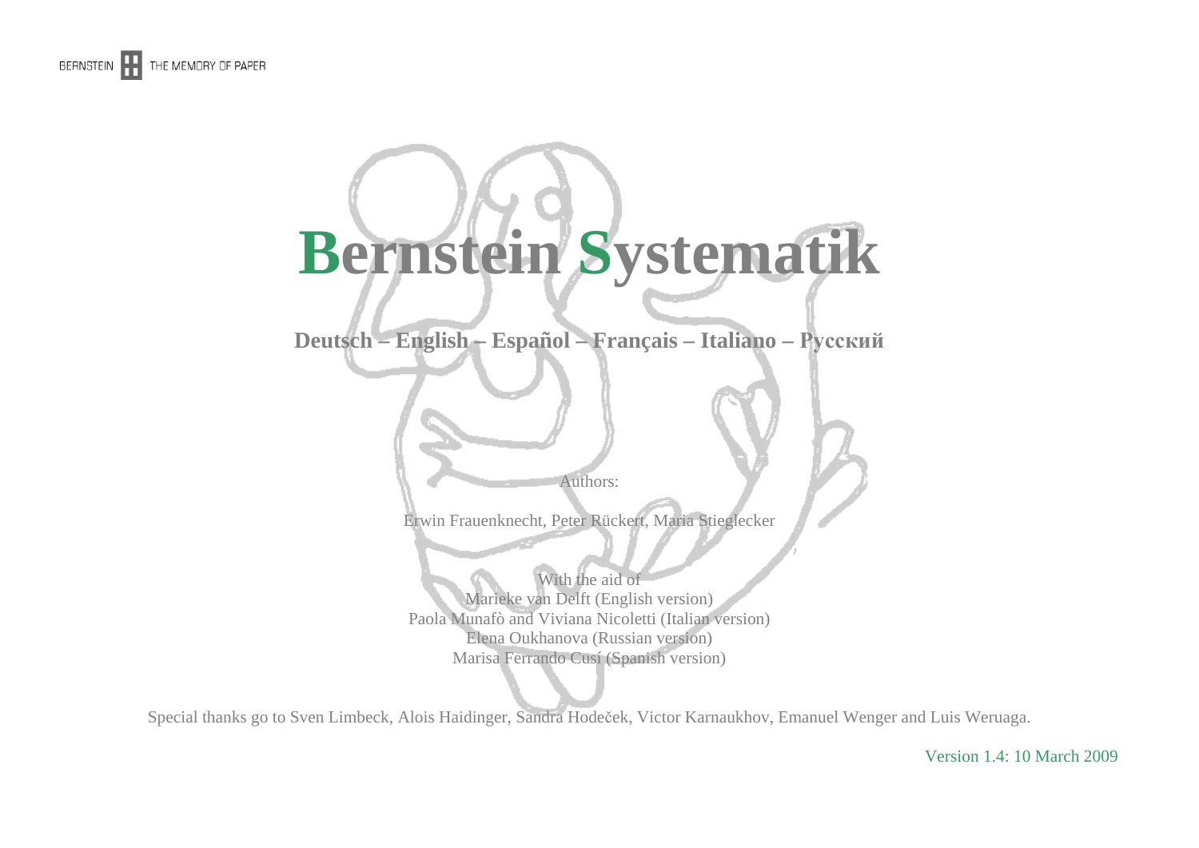BERNSTEIN THE MEMORY OF PAPER

# Bernstein Systematik

**Deutsch – English – Español – Français – Italiano – Русский**

Authors:

Erwin Frauenknecht, Peter Rückert, Maria Stieglecker

With the aid of
Marieke van Delft (English version)
Paola Munafò and Viviana Nicoletti (Italian version)
Elena Oukhanova (Russian version)
Marisa Ferrando Cusí (Spanish version)

Special thanks go to Sven Limbeck, Alois Haidinger, Sandra Hodeček, Victor Karnaukhov, Emanuel Wenger and Luis Weruaga.

Version 1.4: 10 March 2009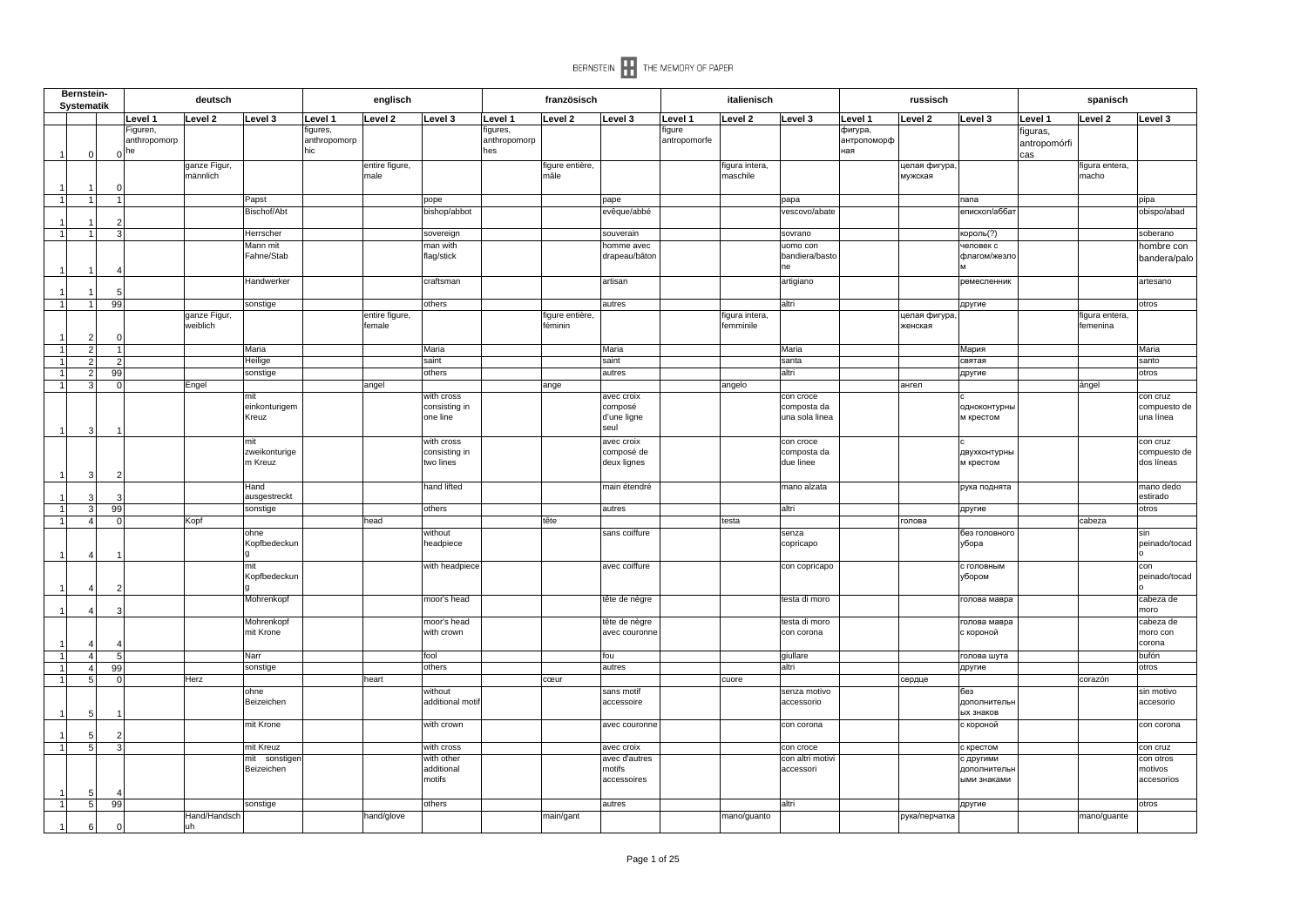| Bernstein-Systematik | | | deutsch | | | englisch | | | französisch | | | italienisch | | | russisch | | | spanisch | | |
|---|---|---|---|---|---|---|---|---|---|---|---|---|---|---|---|---|---|---|---|---|
| | | | Level 1 | Level 2 | Level 3 | Level 1 | Level 2 | Level 3 | Level 1 | Level 2 | Level 3 | Level 1 | Level 2 | Level 3 | Level 1 | Level 2 | Level 3 | Level 1 | Level 2 | Level 3 |
| 1 | 0 | 0 | Figuren, anthropomorphe | | | figures, anthropomorphic | | | figures, anthropomorphes | | | figure antropomorfe | | | фигура, антропоморфная | | | figuras, antropomórficas | | |
| 1 | 1 | 0 | | ganze Figur, männlich | | | entire figure, male | | | figure entière, mâle | | | figura intera, maschile | | | целая фигура, мужская | | | figura entera, macho | |
| 1 | 1 | 1 | | | Papst | | | pope | | | pape | | | papa | | | папа | | | pipa |
| 1 | 1 | 2 | | | Bischof/Abt | | | bishop/abbot | | | evêque/abbé | | | vescovo/abate | | | епископ/аббат | | | obispo/abad |
| 1 | 1 | 3 | | | Herrscher | | | sovereign | | | souverain | | | sovrano | | | король(?) | | | soberano |
| 1 | 1 | 4 | | | Mann mit Fahne/Stab | | | man with flag/stick | | | homme avec drapeau/bâton | | | uomo con bandiera/bastone | | | человек с флагом/жезлом | | | hombre con bandera/palo |
| 1 | 1 | 5 | | | Handwerker | | | craftsman | | | artisan | | | artigiano | | | ремесленник | | | artesano |
| 1 | 1 | 99 | | | sonstige | | | others | | | autres | | | altri | | | другие | | | otros |
| 1 | 2 | 0 | | ganze Figur, weiblich | | | entire figure, female | | | figure entière, féminin | | | figura intera, femminile | | | целая фигура, женская | | | figura entera, femenina | |
| 1 | 2 | 1 | | | Maria | | | Maria | | | Maria | | | Maria | | | Мария | | | Maria |
| 1 | 2 | 2 | | | Heilige | | | saint | | | saint | | | santa | | | святая | | | santo |
| 1 | 2 | 99 | | | sonstige | | | others | | | autres | | | altri | | | другие | | | otros |
| 1 | 3 | 0 | | Engel | | | angel | | | ange | | | angelo | | | ангел | | | ángel | |
| 1 | 3 | 1 | | | mit einkonturigem Kreuz | | | with cross consisting in one line | | | avec croix composé d'une ligne seul | | | con croce composta da una sola linea | | | с одноконтурным крестом | | | con cruz compuesto de una línea |
| 1 | 3 | 2 | | | mit zweikonturigem Kreuz | | | with cross consisting in two lines | | | avec croix composé de deux lignes | | | con croce composta da due linee | | | с двухконтурным крестом | | | con cruz compuesto de dos líneas |
| 1 | 3 | 3 | | | Hand ausgestreckt | | | hand lifted | | | main étendré | | | mano alzata | | | рука поднята | | | mano dedo estirado |
| 1 | 3 | 99 | | | sonstige | | | others | | | autres | | | altri | | | другие | | | otros |
| 1 | 4 | 0 | | Kopf | | | head | | | tête | | | testa | | | голова | | | cabeza | |
| 1 | 4 | 1 | | | ohne Kopfbedeckung | | | without headpiece | | | sans coiffure | | | senza copricapo | | | без головного убора | | | sin peinado/tocado |
| 1 | 4 | 2 | | | mit Kopfbedeckung | | | with headpiece | | | avec coiffure | | | con copricapo | | | с головным убором | | | con peinado/tocado |
| 1 | 4 | 3 | | | Mohrenkopf | | | moor's head | | | tête de nègre | | | testa di moro | | | голова мавра | | | cabeza de moro |
| 1 | 4 | 4 | | | Mohrenkopf mit Krone | | | moor's head with crown | | | tête de nègre avec couronne | | | testa di moro con corona | | | голова мавра с короной | | | cabeza de moro con corona |
| 1 | 4 | 5 | | | Narr | | | fool | | | fou | | | giullare | | | голова шута | | | bufón |
| 1 | 4 | 99 | | | sonstige | | | others | | | autres | | | altri | | | другие | | | otros |
| 1 | 5 | 0 | | Herz | | | heart | | | cœur | | | cuore | | | сердце | | | corazón | |
| 1 | 5 | 1 | | | ohne Beizeichen | | | without additional motif | | | sans motif accessoire | | | senza motivo accessorio | | | без дополнительных знаков | | | sin motivo accesorio |
| 1 | 5 | 2 | | | mit Krone | | | with crown | | | avec couronne | | | con corona | | | с короной | | | con corona |
| 1 | 5 | 3 | | | mit Kreuz | | | with cross | | | avec croix | | | con croce | | | с крестом | | | con cruz |
| 1 | 5 | 4 | | | mit sonstigen Beizeichen | | | with other additional motifs | | | avec d'autres motifs accessoires | | | con altri motivi accessori | | | с другими дополнительными знаками | | | con otros motivos accesorios |
| 1 | 5 | 99 | | | sonstige | | | others | | | autres | | | altri | | | другие | | | otros |
| 1 | 6 | 0 | | Hand/Handschuh | | | hand/glove | | | main/gant | | | mano/guanto | | | рука/перчатка | | | mano/guante | |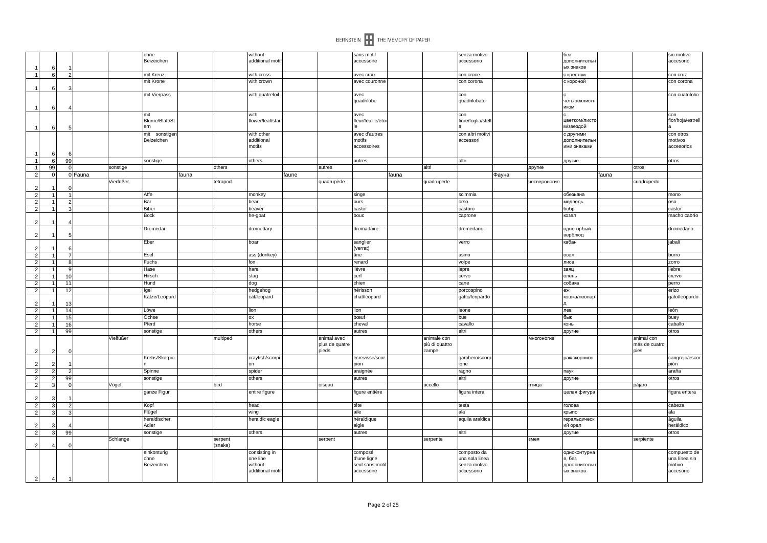| | | | | | | | | | | | | | | | | | | | | |
|---|---|---|---|---|---|---|---|---|---|---|---|---|---|---|---|---|---|---|---|---|
| 1 | 6 | 1 | | | ohne Beizeichen | | | without additional motif | | | sans motif accessoire | | | senza motivo accessorio | | | без дополнительных знаков | | | sin motivo accesorio |
| 1 | 6 | 2 | | | mit Kreuz | | | with cross | | | avec croix | | | con croce | | | с крестом | | | con cruz |
| 1 | 6 | 3 | | | mit Krone | | | with crown | | | avec couronne | | | con corona | | | с короной | | | con corona |
| 1 | 6 | 4 | | | mit Vierpass | | | with quatrefoil | | | avec quadrilobe | | | con quadrilobato | | | с четырехлистником | | | con cuatrifolio |
| 1 | 6 | 5 | | | mit Blume/Blatt/Stern | | | with flower/leaf/star | | | avec fleur/feuille/étoile | | | con fiore/foglia/stella | | | с цветком/листом/звездой | | | con flor/hoja/estrella |
| 1 | 6 | 6 | | | mit sonstigen Beizeichen | | | with other additional motifs | | | avec d'autres motifs accessoires | | | con altri motivi accessori | | | с другими дополнительными знаками | | | con otros motivos accesorios |
| 1 | 6 | 99 | | | sonstige | | | others | | | autres | | | altri | | | другие | | | otros |
| 1 | 99 | 0 | | sonstige | | | others | | | autres | | | altri | | | другие | | | otros | |
| 2 | 0 | 0 | Fauna | | | fauna | | | faune | | | fauna | | | Фауна | | | fauna | | |
| 2 | 1 | 0 | | Vierfüßer | | | tetrapod | | | quadrupède | | | quadrupede | | | четвероногие | | | cuadrúpedo | |
| 2 | 1 | 1 | | | Affe | | | monkey | | | singe | | | scimmia | | | обезьяна | | | mono |
| 2 | 1 | 2 | | | Bär | | | bear | | | ours | | | orso | | | медведь | | | oso |
| 2 | 1 | 3 | | | Biber | | | beaver | | | castor | | | castoro | | | бобр | | | castor |
| 2 | 1 | 4 | | | Bock | | | he-goat | | | bouc | | | caprone | | | козел | | | macho cabrío |
| 2 | 1 | 5 | | | Dromedar | | | dromedary | | | dromadaire | | | dromedario | | | одногорбый верблюд | | | dromedario |
| 2 | 1 | 6 | | | Eber | | | boar | | | sanglier (verrat) | | | verro | | | кабан | | | jabalí |
| 2 | 1 | 7 | | | Esel | | | ass (donkey) | | | âne | | | asino | | | осел | | | burro |
| 2 | 1 | 8 | | | Fuchs | | | fox | | | renard | | | volpe | | | лиса | | | zorro |
| 2 | 1 | 9 | | | Hase | | | hare | | | lièvre | | | lepre | | | заяц | | | liebre |
| 2 | 1 | 10 | | | Hirsch | | | stag | | | cerf | | | cervo | | | олень | | | ciervo |
| 2 | 1 | 11 | | | Hund | | | dog | | | chien | | | cane | | | собака | | | perro |
| 2 | 1 | 12 | | | Igel | | | hedgehog | | | hérisson | | | porcospino | | | еж | | | erizo |
| 2 | 1 | 13 | | | Katze/Leopard | | | cat/leopard | | | chat/léopard | | | gatto/leopardo | | | кошка/леопард | | | gato/leopardo |
| 2 | 1 | 14 | | | Löwe | | | lion | | | lion | | | leone | | | лев | | | león |
| 2 | 1 | 15 | | | Ochse | | | ox | | | bœuf | | | bue | | | бык | | | buey |
| 2 | 1 | 16 | | | Pferd | | | horse | | | cheval | | | cavallo | | | конь | | | caballo |
| 2 | 1 | 99 | | | sonstige | | | others | | | autres | | | altri | | | другие | | | otros |
| 2 | 2 | 0 | | Vielfüßer | | | multiped | | | animal avec plus de quatre pieds | | | animale con più di quattro zampe | | | многоногие | | | animal con más de cuatro pies | |
| 2 | 2 | 1 | | | Krebs/Skorpion | | | crayfish/scorpion | | | écrevisse/scorpion | | | gambero/scorpione | | | рак/скорпион | | | cangrejo/escorpión |
| 2 | 2 | 2 | | | Spinne | | | spider | | | araignée | | | ragno | | | паук | | | araña |
| 2 | 2 | 99 | | | sonstige | | | others | | | autres | | | altri | | | другие | | | otros |
| 2 | 3 | 0 | | Vogel | | | bird | | | oiseau | | | uccello | | | птица | | | pájaro | |
| 2 | 3 | 1 | | | ganze Figur | | | entire figure | | | figure entière | | | figura intera | | | целая фигура | | | figura entera |
| 2 | 3 | 2 | | | Kopf | | | head | | | tête | | | testa | | | голова | | | cabeza |
| 2 | 3 | 3 | | | Flügel | | | wing | | | aile | | | ala | | | крыло | | | ala |
| 2 | 3 | 4 | | | heraldischer Adler | | | heraldic eagle | | | héraldique aigle | | | aquila araldica | | | геральдический орел | | | águila heráldico |
| 2 | 3 | 99 | | | sonstige | | | others | | | autres | | | altri | | | другие | | | otros |
| 2 | 4 | 0 | | Schlange | | | serpent (snake) | | | serpent | | | serpente | | | змея | | | serpiente | |
| 2 | 4 | 1 | | | einkonturig ohne Beizeichen | | | consisting in one line without additional motif | | | composé d'une ligne seul sans motif accessoire | | | composto da una sola linea senza motivo accessorio | | | одноконтурная, без дополнительных знаков | | | compuesto de una línea sin motivo accesorio |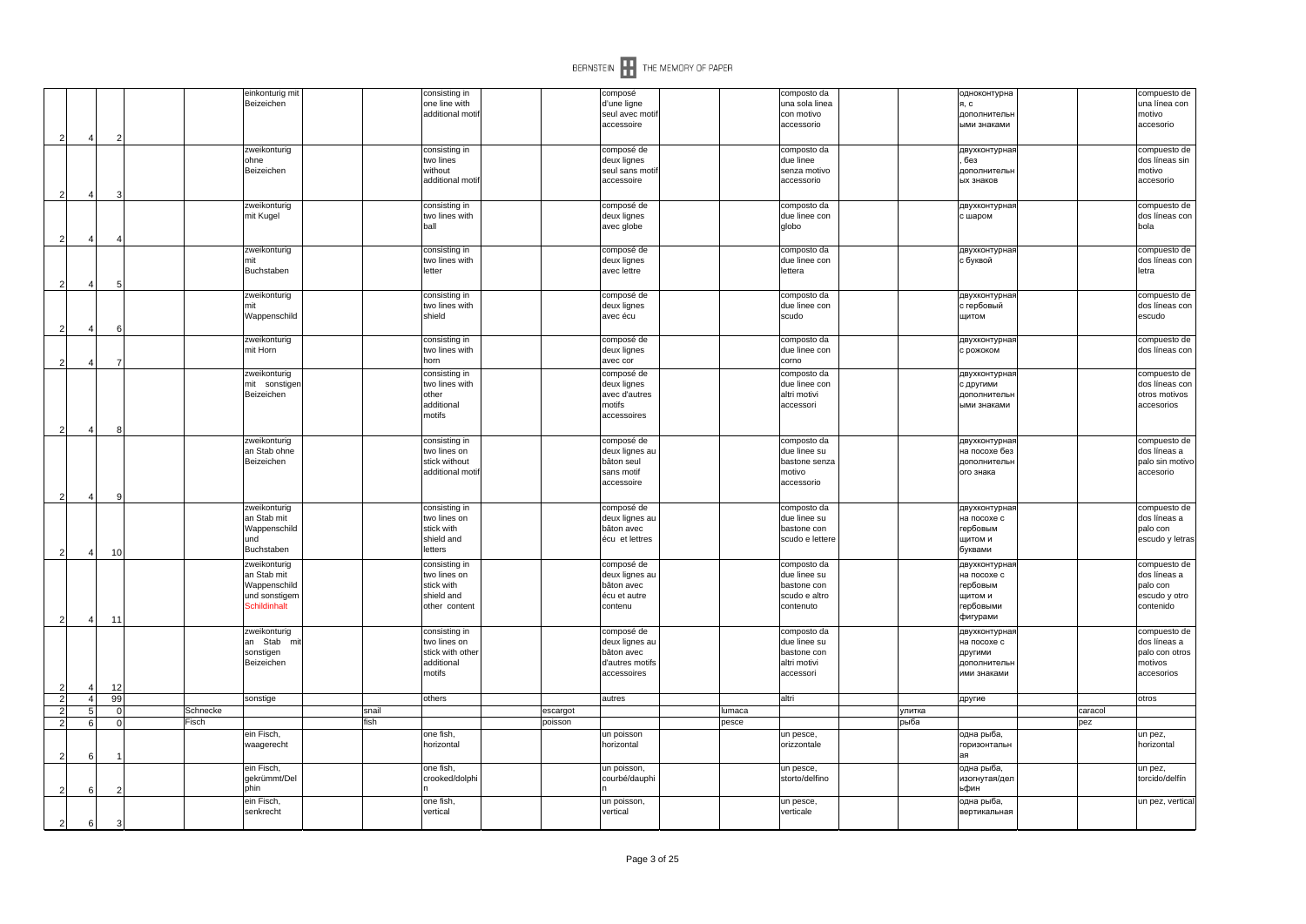| | | | | | | | | | | | | | | | |
|---|---|---|---|---|---|---|---|---|---|---|---|---|---|---|---|
| 2 | 4 | 2 | | | einkonturig mit Beizeichen | | consisting in one line with additional motif | | composé d'une ligne seul avec motif accessoire | | composto da una sola linea con motivo accessorio | | одноконтурная, с дополнительными знаками | | compuesto de una línea con motivo accesorio |
| 2 | 4 | 3 | | | zweikonturig ohne Beizeichen | | consisting in two lines without additional motif | | composé de deux lignes seul sans motif accessoire | | composto da due linee senza motivo accessorio | | двухконтурная, без дополнительных знаков | | compuesto de dos líneas sin motivo accesorio |
| 2 | 4 | 4 | | | zweikonturig mit Kugel | | consisting in two lines with ball | | composé de deux lignes avec globe | | composto da due linee con globo | | двухконтурная с шаром | | compuesto de dos líneas con bola |
| 2 | 4 | 5 | | | zweikonturig mit Buchstaben | | consisting in two lines with letter | | composé de deux lignes avec lettre | | composto da due linee con lettera | | двухконтурная с буквой | | compuesto de dos líneas con letra |
| 2 | 4 | 6 | | | zweikonturig mit Wappenschild | | consisting in two lines with shield | | composé de deux lignes avec écu | | composto da due linee con scudo | | двухконтурная с гербовый щитом | | compuesto de dos líneas con escudo |
| 2 | 4 | 7 | | | zweikonturig mit Horn | | consisting in two lines with horn | | composé de deux lignes avec cor | | composto da due linee con corno | | двухконтурная с рожком | | compuesto de dos líneas con |
| 2 | 4 | 8 | | | zweikonturig mit sonstigen Beizeichen | | consisting in two lines with other additional motifs | | composé de deux lignes avec d'autres motifs accessoires | | composto da due linee con altri motivi accessori | | двухконтурная с другими дополнительными знаками | | compuesto de dos líneas con otros motivos accesorios |
| 2 | 4 | 9 | | | zweikonturig an Stab ohne Beizeichen | | consisting in two lines on stick without additional motif | | composé de deux lignes au bâton seul sans motif accessoire | | composto da due linee su bastone senza motivo accessorio | | двухконтурная на посохе без дополнительного знака | | compuesto de dos líneas a palo sin motivo accesorio |
| 2 | 4 | 10 | | | zweikonturig an Stab mit Wappenschild und Buchstaben | | consisting in two lines on stick with shield and letters | | composé de deux lignes au bâton avec écu et lettres | | composto da due linee su bastone con scudo e lettere | | двухконтурная на посохе с гербовым щитом и буквами | | compuesto de dos líneas a palo con escudo y letras |
| 2 | 4 | 11 | | | zweikonturig an Stab mit Wappenschild und sonstigem Schildinhalt | | consisting in two lines on stick with shield and other content | | composé de deux lignes au bâton avec écu et autre contenu | | composto da due linee su bastone con scudo e altro contenuto | | двухконтурная на посохе с гербовым щитом и гербовыми фигурами | | compuesto de dos líneas a palo con escudo y otro contenido |
| 2 | 4 | 12 | | | zweikonturig an Stab mit sonstigen Beizeichen | | consisting in two lines on stick with other additional motifs | | composé de deux lignes au bâton avec d'autres motifs accessoires | | composto da due linee su bastone con altri motivi accessori | | двухконтурная на посохе с другими дополнительными знаками | | compuesto de dos líneas a palo con otros motivos accesorios |
| 2 | 4 | 99 | | | sonstige | | others | | autres | | altri | | другие | | otros |
| 2 | 5 | 0 | | Schnecke | | snail | | escargot | | lumaca | | улитка | | caracol | |
| 2 | 6 | 0 | | Fisch | | fish | | poisson | | pesce | | рыба | | pez | |
| 2 | 6 | 1 | | | ein Fisch, waagerecht | | one fish, horizontal | | un poisson horizontal | | un pesce, orizzontale | | одна рыба, горизонтальная | | un pez, horizontal |
| 2 | 6 | 2 | | | ein Fisch, gekrümmt/Delphin | | one fish, crooked/dolphin | | un poisson, courbé/dauphin | | un pesce, storto/delfino | | одна рыба, изогнутая/дельфин | | un pez, torcido/delfín |
| 2 | 6 | 3 | | | ein Fisch, senkrecht | | one fish, vertical | | un poisson, vertical | | un pesce, verticale | | одна рыба, вертикальная | | un pez, vertical |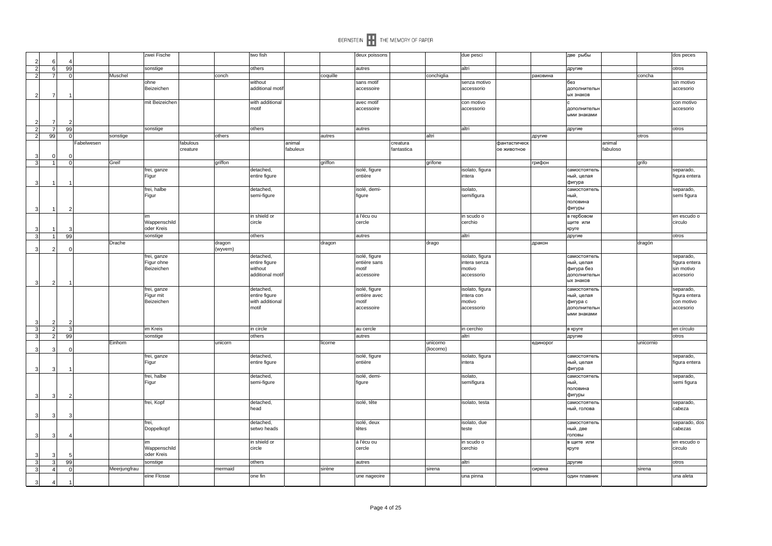| | | | | | | | | | | | | | | | | | | | | | |
|---|---|---|---|---|---|---|---|---|---|---|---|---|---|---|---|---|---|---|---|---|---|
| 2 | 6 | 4 | | | zwei Fische | | | two fish | | | deux poissons | | | due pesci | | | две рыбы | | | dos peces |
| 2 | 6 | 99 | | | sonstige | | | others | | | autres | | | altri | | | другие | | | otros |
| 2 | 7 | 0 | | Muschel | | | conch | | | coquille | | | conchiglia | | | раковина | | | concha | |
| 2 | 7 | 1 | | | ohne Beizeichen | | | without additional motif | | | sans motif accessoire | | | senza motivo accessorio | | | без дополнительн ых знаков | | | sin motivo accesorio |
| 2 | 7 | 2 | | | mit Beizeichen | | | with additional motif | | | avec motif accessoire | | | con motivo accessorio | | | с дополнительн ыми знаками | | | con motivo accesorio |
| 2 | 7 | 99 | | | sonstige | | | others | | | autres | | | altri | | | другие | | | otros |
| 2 | 99 | 0 | | sonstige | | | others | | | autres | | | altri | | | другие | | | otros | |
| 3 | 0 | 0 | Fabelwesen | | | fabulous creature | | | animal fabuleux | | | creatura fantastica | | | фантастическ ое животное | | | animal fabuloso | | |
| 3 | 1 | 0 | | Greif | | | griffon | | | griffon | | | grifone | | | грифон | | | grifo | |
| 3 | 1 | 1 | | | frei, ganze Figur | | | detached, entire figure | | | isolé, figure entière | | | isolato, figura intera | | | самостоятель ный, целая фигура | | | separado, figura entera |
| 3 | 1 | 2 | | | frei, halbe Figur | | | detached, semi-figure | | | isolé, demi-figure | | | isolato, semifigura | | | самостоятель ный, половина фигуры | | | separado, semi figura |
| 3 | 1 | 3 | | | im Wappenschild oder Kreis | | | in shield or circle | | | á l'écu ou cercle | | | in scudo o cerchio | | | в гербовом щите или круге | | | en escudo o circulo |
| 3 | 1 | 99 | | | sonstige | | | others | | | autres | | | altri | | | другие | | | otros |
| 3 | 2 | 0 | | Drache | | | dragon (wyvern) | | | dragon | | | drago | | | дракон | | | dragón | |
| 3 | 2 | 1 | | | frei, ganze Figur ohne Beizeichen | | | detached, entire figure without additional motif | | | isolé, figure entière sans motif accessoire | | | isolato, figura intera senza motivo accessorio | | | самостоятель ный, целая фигура без дополнительн ых знаков | | | separado, figura entera sin motivo accesorio |
| 3 | 2 | 2 | | | frei, ganze Figur mit Beizeichen | | | detached, entire figure with additional motif | | | isolé, figure entière avec motif accessoire | | | isolato, figura intera con motivo accessorio | | | самостоятель ный, целая фигура с дополнительн ыми знаками | | | separado, figura entera con motivo accesorio |
| 3 | 2 | 3 | | | im Kreis | | | in circle | | | au cercle | | | in cerchio | | | в круге | | | en círculo |
| 3 | 2 | 99 | | | sonstige | | | others | | | autres | | | altri | | | другие | | | otros |
| 3 | 3 | 0 | | Einhorn | | | unicorn | | | licorne | | | unicorno (liocorno) | | | единорог | | | unicornio | |
| 3 | 3 | 1 | | | frei, ganze Figur | | | detached, entire figure | | | isolé, figure entière | | | isolato, figura intera | | | самостоятель ный, целая фигура | | | separado, figura entera |
| 3 | 3 | 2 | | | frei, halbe Figur | | | detached, semi-figure | | | isolé, demi-figure | | | isolato, semifigura | | | самостоятель ный, половина фигуры | | | separado, semi figura |
| 3 | 3 | 3 | | | frei, Kopf | | | detached, head | | | isolé, tête | | | isolato, testa | | | самостоятель ный, голова | | | separado, cabeza |
| 3 | 3 | 4 | | | frei, Doppelkopf | | | detached, setwo heads | | | isolé, deux têtes | | | isolato, due teste | | | самостоятель ный, две головы | | | separado, dos cabezas |
| 3 | 3 | 5 | | | im Wappenschild oder Kreis | | | in shield or circle | | | á l'écu ou cercle | | | in scudo o cerchio | | | в щите или круге | | | en escudo o circulo |
| 3 | 3 | 99 | | | sonstige | | | others | | | autres | | | altri | | | другие | | | otros |
| 3 | 4 | 0 | | Meerjungfrau | | | mermaid | | | sirène | | | sirena | | | сирена | | | sirena | |
| 3 | 4 | 1 | | | eine Flosse | | | one fin | | | une nageoire | | | una pinna | | | один плавник | | | una aleta |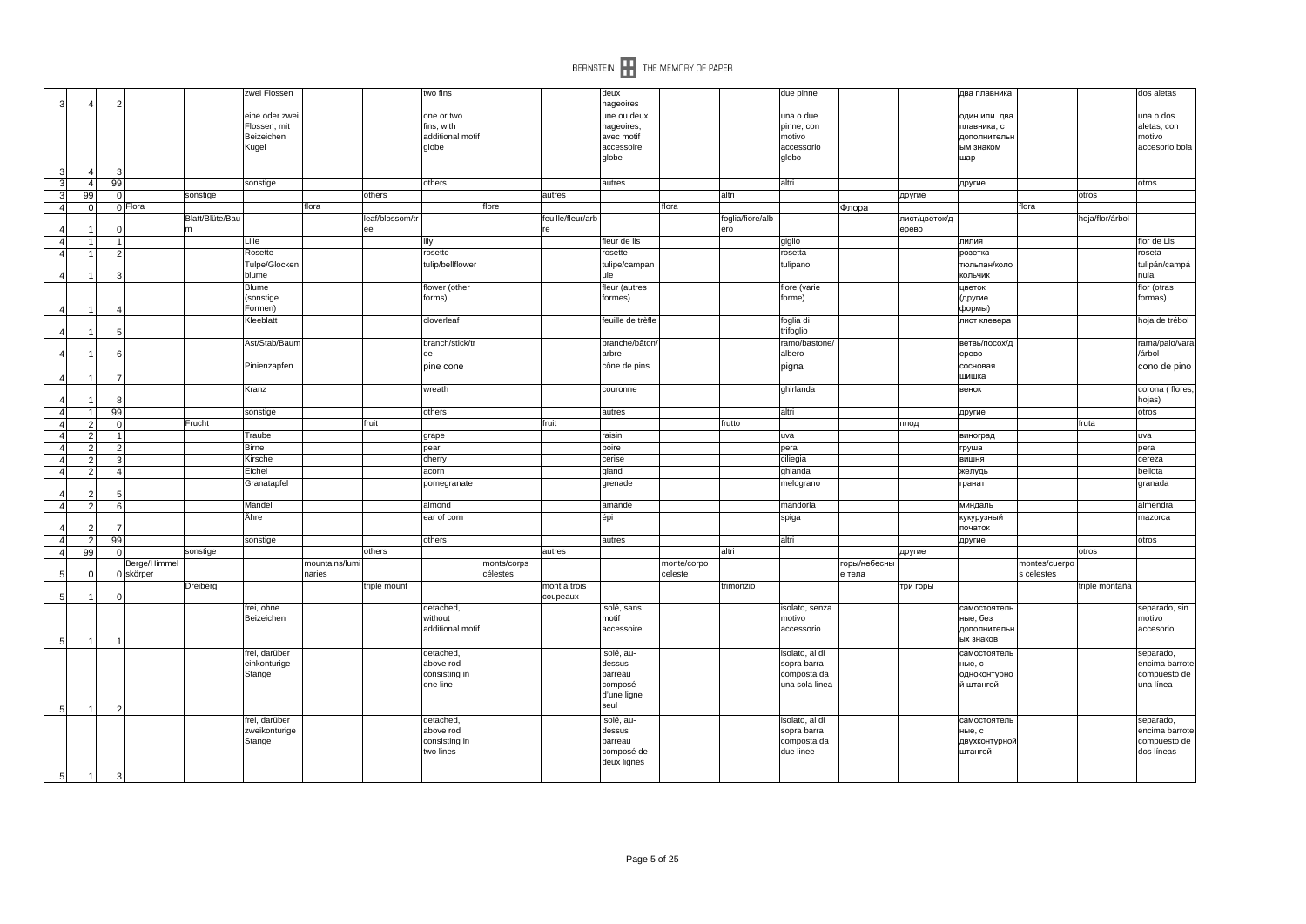| | | | | | | | | | | | | | | | | | | | | |
|---|---|---|---|---|---|---|---|---|---|---|---|---|---|---|---|---|---|---|---|---|
| 3 | 4 | 2 | | | zwei Flossen | | | two fins | | | deux nageoires | | | due pinne | | | два плавника | | | dos aletas |
| 3 | 4 | 3 | | | eine oder zwei Flossen, mit Beizeichen Kugel | | | one or two fins, with additional motif globe | | | une ou deux nageoires, avec motif accessoire globe | | | una o due pinne, con motivo accessorio globo | | | один или два плавника, с дополнительным знаком шар | | | una o dos aletas, con motivo accesorio bola |
| 3 | 4 | 99 | | | sonstige | | | others | | | autres | | | altri | | | другие | | | otros |
| 3 | 99 | 0 | | sonstige | | | others | | | autres | | | altri | | | другие | | | otros | |
| 4 | 0 | 0 | Flora | | | flora | | | flore | | | flora | | | Флора | | | flora | | |
| 4 | 1 | 0 | | Blatt/Blüte/Baum | | | leaf/blossom/tree | | | feuille/fleur/arbre | | | foglia/fiore/albero | | | лист/цветок/дерево | | | hoja/flor/árbol | |
| 4 | 1 | 1 | | | Lilie | | | lily | | | fleur de lis | | | giglio | | | лилия | | | flor de Lis |
| 4 | 1 | 2 | | | Rosette | | | rosette | | | rosette | | | rosetta | | | розетка | | | roseta |
| 4 | 1 | 3 | | | Tulpe/Glockenblume | | | tulip/bellflower | | | tulipe/campanule | | | tulipano | | | тюльпан/колокольчик | | | tulipán/campánula |
| 4 | 1 | 4 | | | Blume (sonstige Formen) | | | flower (other forms) | | | fleur (autres formes) | | | fiore (varie forme) | | | цветок (другие формы) | | | flor (otras formas) |
| 4 | 1 | 5 | | | Kleeblatt | | | cloverleaf | | | feuille de trèfle | | | foglia di trifoglio | | | лист клевера | | | hoja de trébol |
| 4 | 1 | 6 | | | Ast/Stab/Baum | | | branch/stick/tree | | | branche/bâton/arbre | | | ramo/bastone/albero | | | ветвь/посох/дерево | | | rama/palo/vara/árbol |
| 4 | 1 | 7 | | | Pinienzapfen | | | pine cone | | | cône de pins | | | pigna | | | сосновая шишка | | | cono de pino |
| 4 | 1 | 8 | | | Kranz | | | wreath | | | couronne | | | ghirlanda | | | венок | | | corona ( flores, hojas) |
| 4 | 1 | 99 | | | sonstige | | | others | | | autres | | | altri | | | другие | | | otros |
| 4 | 2 | 0 | | Frucht | | | fruit | | | fruit | | | frutto | | | плод | | | fruta | |
| 4 | 2 | 1 | | | Traube | | | grape | | | raisin | | | uva | | | виноград | | | uva |
| 4 | 2 | 2 | | | Birne | | | pear | | | poire | | | pera | | | груша | | | pera |
| 4 | 2 | 3 | | | Kirsche | | | cherry | | | cerise | | | ciliegia | | | вишня | | | cereza |
| 4 | 2 | 4 | | | Eichel | | | acorn | | | gland | | | ghianda | | | желудь | | | bellota |
| 4 | 2 | 5 | | | Granatapfel | | | pomegranate | | | grenade | | | melograno | | | гранат | | | granada |
| 4 | 2 | 6 | | | Mandel | | | almond | | | amande | | | mandorla | | | миндаль | | | almendra |
| 4 | 2 | 7 | | | Ähre | | | ear of corn | | | épi | | | spiga | | | кукурузный початок | | | mazorca |
| 4 | 2 | 99 | | | sonstige | | | others | | | autres | | | altri | | | другие | | | otros |
| 4 | 99 | 0 | | sonstige | | | others | | | autres | | | altri | | | другие | | | otros | |
| 5 | 0 | 0 | Berge/Himmelskörper | | | mountains/luminaries | | | monts/corps célestes | | | monte/corpo celeste | | | горы/небесные тела | | | montes/cuerpos celestes | | |
| 5 | 1 | 0 | | Dreiberg | | | triple mount | | | mont à trois coupeaux | | | trimonzio | | | три горы | | | triple montaña | |
| 5 | 1 | 1 | | | frei, ohne Beizeichen | | | detached, without additional motif | | | isolé, sans motif accessoire | | | isolato, senza motivo accessorio | | | самостоятельные, без дополнительных знаков | | | separado, sin motivo accesorio |
| 5 | 1 | 2 | | | frei, darüber einkonturige Stange | | | detached, above rod consisting in one line | | | isolé, au-dessus barreau composé d'une ligne seul | | | isolato, al di sopra barra composta da una sola linea | | | самостоятельные, с одноконтурной штангой | | | separado, encima barrote compuesto de una línea |
| 5 | 1 | 3 | | | frei, darüber zweikonturige Stange | | | detached, above rod consisting in two lines | | | isolé, au-dessus barreau composé de deux lignes | | | isolato, al di sopra barra composta da due linee | | | самостоятельные, с двухконтурной штангой | | | separado, encima barrote compuesto de dos líneas |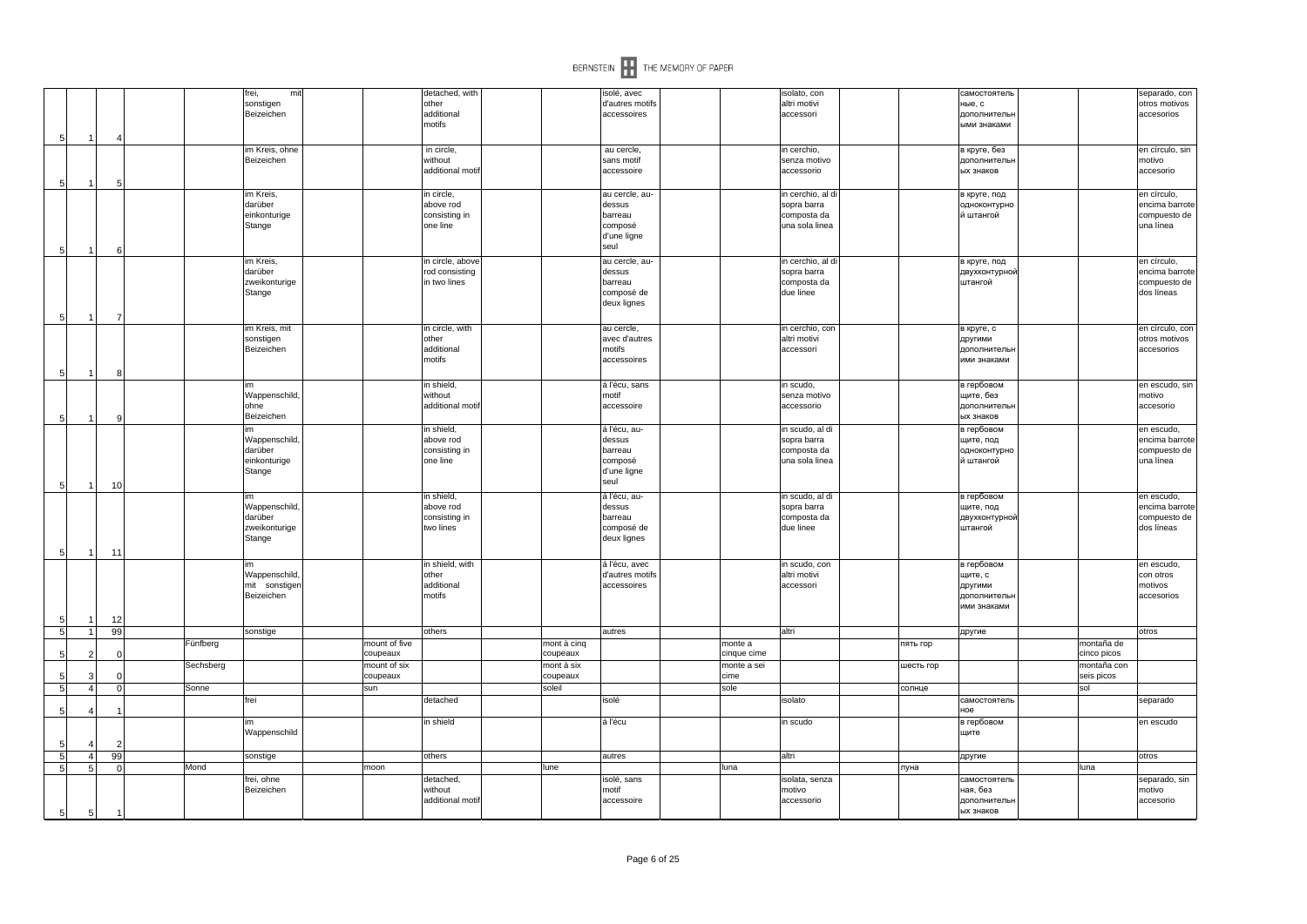| | | | | | | | | | | | | | | | | | |
|---|---|---|---|---|---|---|---|---|---|---|---|---|---|---|---|---|---|
| 5 | 1 | 4 | | | frei, mit sonstigen Beizeichen | | | detached, with other additional motifs | | | isolé, avec d'autres motifs accessoires | | | isolato, con altri motivi accessori | | | самостоятельные, с дополнительными знаками | | | separado, con otros motivos accesorios |
| 5 | 1 | 5 | | | im Kreis, ohne Beizeichen | | | in circle, without additional motif | | | au cercle, sans motif accessoire | | | in cerchio, senza motivo accessorio | | | в круге, без дополнительных знаков | | | en círculo, sin motivo accesorio |
| 5 | 1 | 6 | | | im Kreis, darüber einkonturige Stange | | | in circle, above rod consisting in one line | | | au cercle, au-dessus barreau composé d'une ligne seul | | | in cerchio, al di sopra barra composta da una sola linea | | | в круге, под одноконтурной штангой | | | en círculo, encima barrote compuesto de una línea |
| 5 | 1 | 7 | | | im Kreis, darüber zweikonturige Stange | | | in circle, above rod consisting in two lines | | | au cercle, au-dessus barreau composé de deux lignes | | | in cerchio, al di sopra barra composta da due linee | | | в круге, под двухконтурной штангой | | | en círculo, encima barrote compuesto de dos líneas |
| 5 | 1 | 8 | | | im Kreis, mit sonstigen Beizeichen | | | in circle, with other additional motifs | | | au cercle, avec d'autres motifs accessoires | | | in cerchio, con altri motivi accessori | | | в круге, с другими дополнительными знаками | | | en círculo, con otros motivos accesorios |
| 5 | 1 | 9 | | | im Wappenschild, ohne Beizeichen | | | in shield, without additional motif | | | á l'écu, sans motif accessoire | | | in scudo, senza motivo accessorio | | | в гербовом щите, без дополнительных знаков | | | en escudo, sin motivo accesorio |
| 5 | 1 | 10 | | | im Wappenschild, darüber einkonturige Stange | | | in shield, above rod consisting in one line | | | á l'écu, au-dessus barreau composé d'une ligne seul | | | in scudo, al di sopra barra composta da una sola linea | | | в гербовом щите, под одноконтурной штангой | | | en escudo, encima barrote compuesto de una línea |
| 5 | 1 | 11 | | | im Wappenschild, darüber zweikonturige Stange | | | in shield, above rod consisting in two lines | | | á l'écu, au-dessus barreau composé de deux lignes | | | in scudo, al di sopra barra composta da due linee | | | в гербовом щите, под двухконтурной штангой | | | en escudo, encima barrote compuesto de dos líneas |
| 5 | 1 | 12 | | | im Wappenschild, mit sonstigen Beizeichen | | | in shield, with other additional motifs | | | á l'écu, avec d'autres motifs accessoires | | | in scudo, con altri motivi accessori | | | в гербовом щите, с другими дополнительными знаками | | | en escudo, con otros motivos accesorios |
| 5 | 1 | 99 | | | sonstige | | | others | | | autres | | | altri | | | другие | | | otros |
| 5 | 2 | 0 | | Fünfberg | | | mount of five coupeaux | | | mont à cinq coupeaux | | | monte a cinque cime | | | пять гор | | | montaña de cinco picos | |
| 5 | 3 | 0 | | Sechsberg | | | mount of six coupeaux | | | mont à six coupeaux | | | monte a sei cime | | | шесть гор | | | montaña con seis picos | |
| 5 | 4 | 0 | | Sonne | | | sun | | | soleil | | | sole | | | солнце | | | sol | |
| 5 | 4 | 1 | | | frei | | | detached | | | isolé | | | isolato | | | самостоятельное | | | separado |
| 5 | 4 | 2 | | | im Wappenschild | | | in shield | | | á l'écu | | | in scudo | | | в гербовом щите | | | en escudo |
| 5 | 4 | 99 | | | sonstige | | | others | | | autres | | | altri | | | другие | | | otros |
| 5 | 5 | 0 | | Mond | | | moon | | | lune | | | luna | | | луна | | | luna | |
| 5 | 5 | 1 | | | frei, ohne Beizeichen | | | detached, without additional motif | | | isolé, sans motif accessoire | | | isolata, senza motivo accessorio | | | самостоятельная, без дополнительных знаков | | | separado, sin motivo accesorio |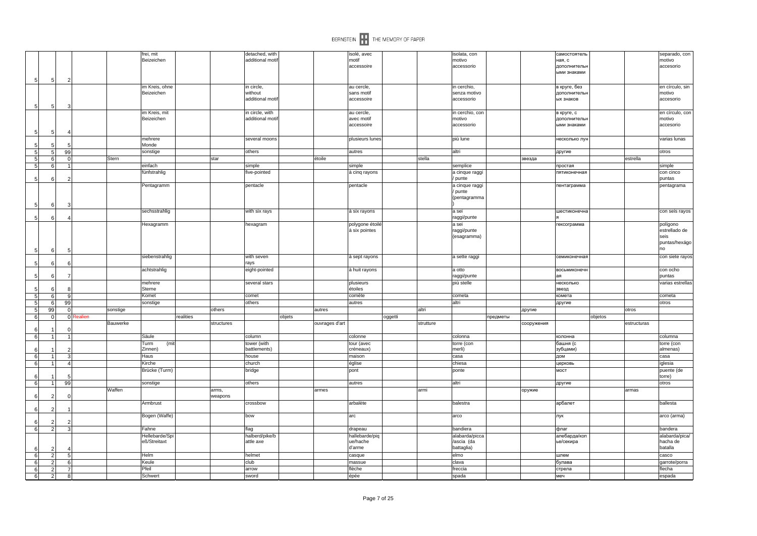| | | | | | | | | | | | | | | | | | | | | |
|---|---|---|---|---|---|---|---|---|---|---|---|---|---|---|---|---|---|---|---|---|
| 5 | 5 | 2 | | | frei, mit Beizeichen | | | detached, with additional motif | | | isolé, avec motif accessoire | | | isolata, con motivo accessorio | | | самостоятельная, с дополнительными знаками | | | separado, con motivo accesorio |
| 5 | 5 | 3 | | | im Kreis, ohne Beizeichen | | | in circle, without additional motif | | | au cercle, sans motif accessoire | | | in cerchio, senza motivo accessorio | | | в круге, без дополнительных знаков | | | en círculo, sin motivo accesorio |
| 5 | 5 | 4 | | | im Kreis, mit Beizeichen | | | in circle, with additional motif | | | au cercle, avec motif accessoire | | | in cerchio, con motivo accessorio | | | в круге, с дополнительными знаками | | | en círculo, con motivo accesorio |
| 5 | 5 | 5 | | | mehrere Monde | | | several moons | | | plusieurs lunes | | | più lune | | | несколько лун | | | varias lunas |
| 5 | 5 | 99 | | | sonstige | | | others | | | autres | | | altri | | | другие | | | otros |
| 5 | 6 | 0 | | Stern | | | star | | | étoile | | | stella | | | звезда | | | estrella | |
| 5 | 6 | 1 | | | einfach | | | simple | | | simple | | | semplice | | | простая | | | simple |
| 5 | 6 | 2 | | | fünfstrahlig | | | five-pointed | | | à cinq rayons | | | a cinque raggi / punte | | | пятиконечная | | | con cinco puntas |
| 5 | 6 | 3 | | | Pentagramm | | | pentacle | | | pentacle | | | a cinque raggi / punte (pentagramma) | | | пентаграмма | | | pentagrama |
| 5 | 6 | 4 | | | sechsstrahlig | | | with six rays | | | à six rayons | | | a sei raggi/punte | | | шестиконечная | | | con seis rayos |
| 5 | 6 | 5 | | | Hexagramm | | | hexagram | | | polygone étoilé à six pointes | | | a sei raggi/punte (esagramma) | | | гексограмма | | | polígono estrellado de seis puntas/hexágono |
| 5 | 6 | 6 | | | siebenstrahlig | | | with seven rays | | | à sept rayons | | | a sette raggi | | | семиконечная | | | con siete rayos |
| 5 | 6 | 7 | | | achtstrahlig | | | eight-pointed | | | à huit rayons | | | a otto raggi/punte | | | восьмиконечная | | | con ocho puntas |
| 5 | 6 | 8 | | | mehrere Sterne | | | several stars | | | plusieurs étoiles | | | più stelle | | | несколько звезд | | | varias estrellas |
| 5 | 6 | 9 | | | Komet | | | comet | | | comète | | | cometa | | | комета | | | cometa |
| 5 | 6 | 99 | | | sonstige | | | others | | | autres | | | altri | | | другие | | | otros |
| 5 | 99 | 0 | | sonstige | | | others | | | autres | | | altri | | | другие | | | otros | |
| 6 | 0 | 0 | Realien | | | realities | | | objets | | | oggetti | | | предметы | | | objetos | | |
| 6 | 1 | 0 | | Bauwerke | | | structures | | | ouvrages d'art | | | strutture | | | сооружения | | | estructuras | |
| 6 | 1 | 1 | | | Säule | | | column | | | colonne | | | colonna | | | колонна | | | columna |
| 6 | 1 | 2 | | | Turm (mit Zinnen) | | | tower (with battlements) | | | tour (avec créneaux) | | | torre (con merli) | | | башня (с зубцами) | | | torre (con almenas) |
| 6 | 1 | 3 | | | Haus | | | house | | | maison | | | casa | | | дом | | | casa |
| 6 | 1 | 4 | | | Kirche | | | church | | | église | | | chiesa | | | церковь | | | iglesia |
| 6 | 1 | 5 | | | Brücke (Turm) | | | bridge | | | pont | | | ponte | | | мост | | | puente (de torre) |
| 6 | 1 | 99 | | | sonstige | | | others | | | autres | | | altri | | | другие | | | otros |
| 6 | 2 | 0 | | Waffen | | | arms, weapons | | | armes | | | armi | | | оружие | | | armas | |
| 6 | 2 | 1 | | | Armbrust | | | crossbow | | | arbalète | | | balestra | | | арбалет | | | ballesta |
| 6 | 2 | 2 | | | Bogen (Waffe) | | | bow | | | arc | | | arco | | | лук | | | arco (arma) |
| 6 | 2 | 3 | | | Fahne | | | flag | | | drapeau | | | bandiera | | | флаг | | | bandera |
| 6 | 2 | 4 | | | Hellebarde/Spieß/Streitaxt | | | halberd/pike/battle axe | | | hallebarde/pique/hache d'arme | | | alabarda/picca/ascia (da battaglia) | | | алебарда/копье/секира | | | alabarda/pica/hacha de batalla |
| 6 | 2 | 5 | | | Helm | | | helmet | | | casque | | | elmo | | | шлем | | | casco |
| 6 | 2 | 6 | | | Keule | | | club | | | massue | | | clava | | | булава | | | garrote/porra |
| 6 | 2 | 7 | | | Pfeil | | | arrow | | | flèche | | | freccia | | | стрела | | | flecha |
| 6 | 2 | 8 | | | Schwert | | | sword | | | épée | | | spada | | | меч | | | espada |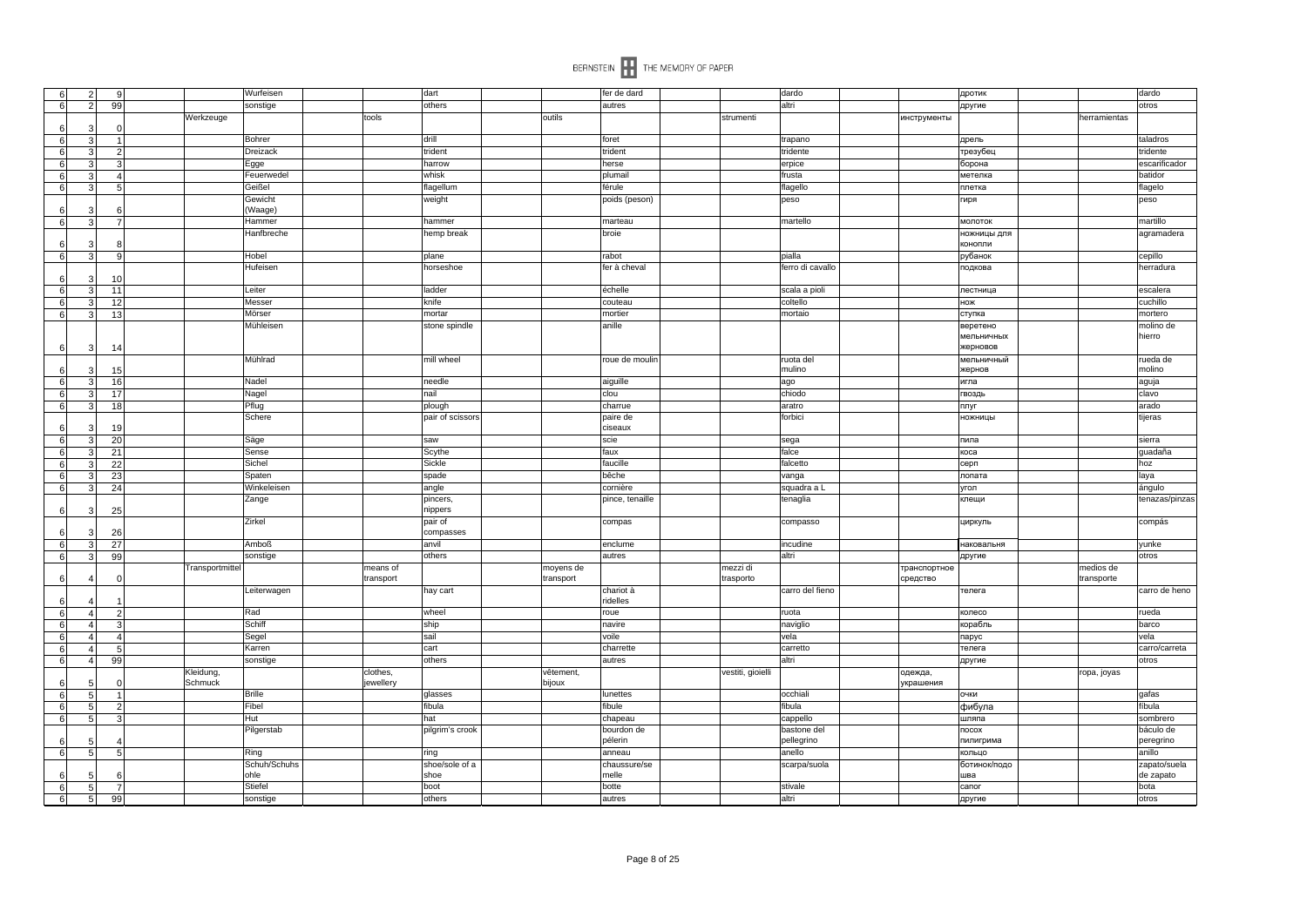| | | | | | | | | | | | | | | | | | | | | |
|---|---|---|---|---|---|---|---|---|---|---|---|---|---|---|---|---|---|---|---|---|
| 6 | 2 | 9 | | | Wurfeisen | | | dart | | | fer de dard | | | dardo | | | дротик | | | dardo |
| 6 | 2 | 99 | | | sonstige | | | others | | | autres | | | altri | | | другие | | | otros |
| 6 | 3 | 0 | | Werkzeuge | | | tools | | | outils | | | strumenti | | | инструменты | | | herramientas | |
| 6 | 3 | 1 | | | Bohrer | | | drill | | | foret | | | trapano | | | дрель | | | taladros |
| 6 | 3 | 2 | | | Dreizack | | | trident | | | trident | | | tridente | | | трезубец | | | tridente |
| 6 | 3 | 3 | | | Egge | | | harrow | | | herse | | | erpice | | | борона | | | escarificador |
| 6 | 3 | 4 | | | Feuerwedel | | | whisk | | | plumail | | | frusta | | | метелка | | | batidor |
| 6 | 3 | 5 | | | Geißel | | | flagellum | | | férule | | | flagello | | | плетка | | | flagelo |
| 6 | 3 | 6 | | | Gewicht (Waage) | | | weight | | | poids (peson) | | | peso | | | гиря | | | peso |
| 6 | 3 | 7 | | | Hammer | | | hammer | | | marteau | | | martello | | | молоток | | | martillo |
| 6 | 3 | 8 | | | Hanfbreche | | | hemp break | | | broie | | | | | | ножницы для конопли | | | agramadera |
| 6 | 3 | 9 | | | Hobel | | | plane | | | rabot | | | pialla | | | рубанок | | | cepillo |
| 6 | 3 | 10 | | | Hufeisen | | | horseshoe | | | fer à cheval | | | ferro di cavallo | | | подкова | | | herradura |
| 6 | 3 | 11 | | | Leiter | | | ladder | | | échelle | | | scala a pioli | | | лестница | | | escalera |
| 6 | 3 | 12 | | | Messer | | | knife | | | couteau | | | coltello | | | нож | | | cuchillo |
| 6 | 3 | 13 | | | Mörser | | | mortar | | | mortier | | | mortaio | | | ступка | | | mortero |
| 6 | 3 | 14 | | | Mühleisen | | | stone spindle | | | anille | | | | | | веретено мельничных жерновов | | | molino de hierro |
| 6 | 3 | 15 | | | Mühlrad | | | mill wheel | | | roue de moulin | | | ruota del mulino | | | мельничный жернов | | | rueda de molino |
| 6 | 3 | 16 | | | Nadel | | | needle | | | aiguille | | | ago | | | игла | | | aguja |
| 6 | 3 | 17 | | | Nagel | | | nail | | | clou | | | chiodo | | | гвоздь | | | clavo |
| 6 | 3 | 18 | | | Pflug | | | plough | | | charrue | | | aratro | | | плуг | | | arado |
| 6 | 3 | 19 | | | Schere | | | pair of scissors | | | paire de ciseaux | | | forbici | | | ножницы | | | tijeras |
| 6 | 3 | 20 | | | Säge | | | saw | | | scie | | | sega | | | пила | | | sierra |
| 6 | 3 | 21 | | | Sense | | | Scythe | | | faux | | | falce | | | коса | | | guadaña |
| 6 | 3 | 22 | | | Sichel | | | Sickle | | | faucille | | | falcetto | | | серп | | | hoz |
| 6 | 3 | 23 | | | Spaten | | | spade | | | bêche | | | vanga | | | лопата | | | laya |
| 6 | 3 | 24 | | | Winkeleisen | | | angle | | | cornière | | | squadra a L | | | угол | | | ángulo |
| 6 | 3 | 25 | | | Zange | | | pincers, nippers | | | pince, tenaille | | | tenaglia | | | клещи | | | tenazas/pinzas |
| 6 | 3 | 26 | | | Zirkel | | | pair of compasses | | | compas | | | compasso | | | циркуль | | | compás |
| 6 | 3 | 27 | | | Amboß | | | anvil | | | enclume | | | incudine | | | наковальня | | | yunke |
| 6 | 3 | 99 | | | sonstige | | | others | | | autres | | | altri | | | другие | | | otros |
| 6 | 4 | 0 | | Transportmittel | | | means of transport | | | moyens de transport | | | mezzi di trasporto | | | транспортное средство | | | medios de transporte | |
| 6 | 4 | 1 | | | Leiterwagen | | | hay cart | | | chariot à ridelles | | | carro del fieno | | | телега | | | carro de heno |
| 6 | 4 | 2 | | | Rad | | | wheel | | | roue | | | ruota | | | колесо | | | rueda |
| 6 | 4 | 3 | | | Schiff | | | ship | | | navire | | | naviglio | | | корабль | | | barco |
| 6 | 4 | 4 | | | Segel | | | sail | | | voile | | | vela | | | парус | | | vela |
| 6 | 4 | 5 | | | Karren | | | cart | | | charrette | | | carretto | | | телега | | | carro/carreta |
| 6 | 4 | 99 | | | sonstige | | | others | | | autres | | | altri | | | другие | | | otros |
| 6 | 5 | 0 | | Kleidung, Schmuck | | | clothes, jewellery | | | vêtement, bijoux | | | vestiti, gioielli | | | одежда, украшения | | | ropa, joyas | |
| 6 | 5 | 1 | | | Brille | | | glasses | | | lunettes | | | occhiali | | | очки | | | gafas |
| 6 | 5 | 2 | | | Fibel | | | fibula | | | fibule | | | fibula | | | фибула | | | fíbula |
| 6 | 5 | 3 | | | Hut | | | hat | | | chapeau | | | cappello | | | шляпа | | | sombrero |
| 6 | 5 | 4 | | | Pilgerstab | | | pilgrim's crook | | | bourdon de pélerin | | | bastone del pellegrino | | | посох пилигрима | | | báculo de peregrino |
| 6 | 5 | 5 | | | Ring | | | ring | | | anneau | | | anello | | | кольцо | | | anillo |
| 6 | 5 | 6 | | | Schuh/Schuhsohle | | | shoe/sole of a shoe | | | chaussure/semelle | | | scarpa/suola | | | ботинок/подошва | | | zapato/suela de zapato |
| 6 | 5 | 7 | | | Stiefel | | | boot | | | botte | | | stivale | | | сапог | | | bota |
| 6 | 5 | 99 | | | sonstige | | | others | | | autres | | | altri | | | другие | | | otros |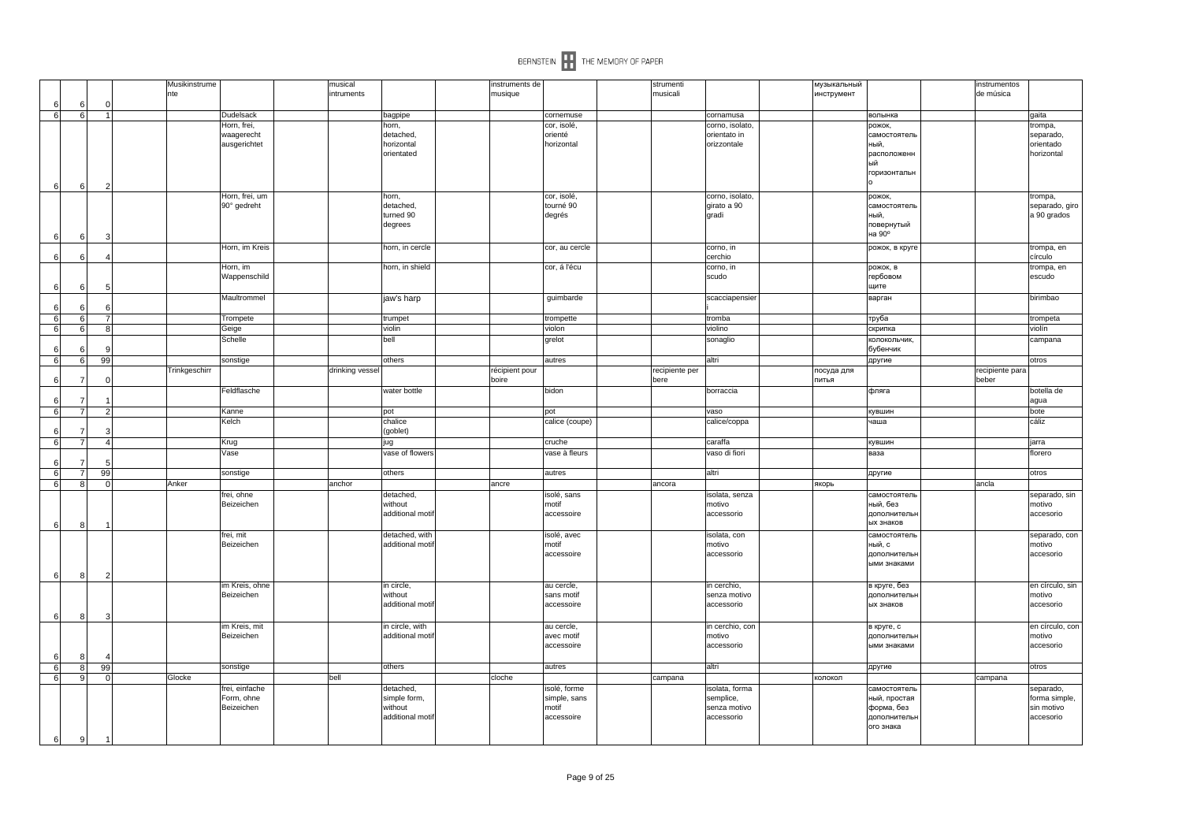| | | | | | | | | | | | | | | | | | | | |
|---|---|---|---|---|---|---|---|---|---|---|---|---|---|---|---|---|---|---|---|
| 6 | 6 | 0 | | Musikinstrumente | | | musical intruments | | | instruments de musique | | | strumenti musicali | | | музыкальный инструмент | | | instrumentos de música | |
| 6 | 6 | 1 | | | Dudelsack | | | bagpipe | | | cornemuse | | | cornamusa | | | волынка | | | gaita |
| 6 | 6 | 2 | | | Horn, frei, waagerecht ausgerichtet | | | horn, detached, horizontal orientated | | | cor, isolé, orienté horizontal | | | corno, isolato, orientato in orizzontale | | | рожок, самостоятельный, расположенный горизонтально | | | trompa, separado, orientado horizontal |
| 6 | 6 | 3 | | | Horn, frei, um 90° gedreht | | | horn, detached, turned 90 degrees | | | cor, isolé, tourné 90 degrés | | | corno, isolato, girato a 90 gradi | | | рожок, самостоятельный, повернутый на 90º | | | trompa, separado, giro a 90 grados |
| 6 | 6 | 4 | | | Horn, im Kreis | | | horn, in cercle | | | cor, au cercle | | | corno, in cerchio | | | рожок, в круге | | | trompa, en círculo |
| 6 | 6 | 5 | | | Horn, im Wappenschild | | | horn, in shield | | | cor, á l'écu | | | corno, in scudo | | | рожок, в гербовом щите | | | trompa, en escudo |
| 6 | 6 | 6 | | | Maultrommel | | | jaw's harp | | | guimbarde | | | scacciapensieri | | | варган | | | birimbao |
| 6 | 6 | 7 | | | Trompete | | | trumpet | | | trompette | | | tromba | | | труба | | | trompeta |
| 6 | 6 | 8 | | | Geige | | | violin | | | violon | | | violino | | | скрипка | | | violín |
| 6 | 6 | 9 | | | Schelle | | | bell | | | grelot | | | sonaglio | | | колокольчик, бубенчик | | | campana |
| 6 | 6 | 99 | | | sonstige | | | others | | | autres | | | altri | | | другие | | | otros |
| 6 | 7 | 0 | | Trinkgeschirr | | | drinking vessel | | | récipient pour boire | | | recipiente per bere | | | посуда для питья | | | recipiente para beber | |
| 6 | 7 | 1 | | | Feldflasche | | | water bottle | | | bidon | | | borraccia | | | фляга | | | botella de agua |
| 6 | 7 | 2 | | | Kanne | | | pot | | | pot | | | vaso | | | кувшин | | | bote |
| 6 | 7 | 3 | | | Kelch | | | chalice (goblet) | | | calice (coupe) | | | calice/coppa | | | чаша | | | cáliz |
| 6 | 7 | 4 | | | Krug | | | jug | | | cruche | | | caraffa | | | кувшин | | | jarra |
| 6 | 7 | 5 | | | Vase | | | vase of flowers | | | vase à fleurs | | | vaso di fiori | | | ваза | | | florero |
| 6 | 7 | 99 | | | sonstige | | | others | | | autres | | | altri | | | другие | | | otros |
| 6 | 8 | 0 | | Anker | | | anchor | | | ancre | | | ancora | | | якорь | | | ancla | |
| 6 | 8 | 1 | | | frei, ohne Beizeichen | | | detached, without additional motif | | | isolé, sans motif accessoire | | | isolata, senza motivo accessorio | | | самостоятельный, без дополнительных знаков | | | separado, sin motivo accesorio |
| 6 | 8 | 2 | | | frei, mit Beizeichen | | | detached, with additional motif | | | isolé, avec motif accessoire | | | isolata, con motivo accessorio | | | самостоятельный, с дополнительными знаками | | | separado, con motivo accesorio |
| 6 | 8 | 3 | | | im Kreis, ohne Beizeichen | | | in circle, without additional motif | | | au cercle, sans motif accessoire | | | in cerchio, senza motivo accessorio | | | в круге, без дополнительных знаков | | | en círculo, sin motivo accesorio |
| 6 | 8 | 4 | | | im Kreis, mit Beizeichen | | | in circle, with additional motif | | | au cercle, avec motif accessoire | | | in cerchio, con motivo accessorio | | | в круге, с дополнительными знаками | | | en círculo, con motivo accesorio |
| 6 | 8 | 99 | | | sonstige | | | others | | | autres | | | altri | | | другие | | | otros |
| 6 | 9 | 0 | | Glocke | | | bell | | | cloche | | | campana | | | колокол | | | campana | |
| 6 | 9 | 1 | | | frei, einfache Form, ohne Beizeichen | | | detached, simple form, without additional motif | | | isolé, forme simple, sans motif accessoire | | | isolata, forma semplice, senza motivo accessorio | | | самостоятельный, простая форма, без дополнительного знака | | | separado, forma simple, sin motivo accesorio |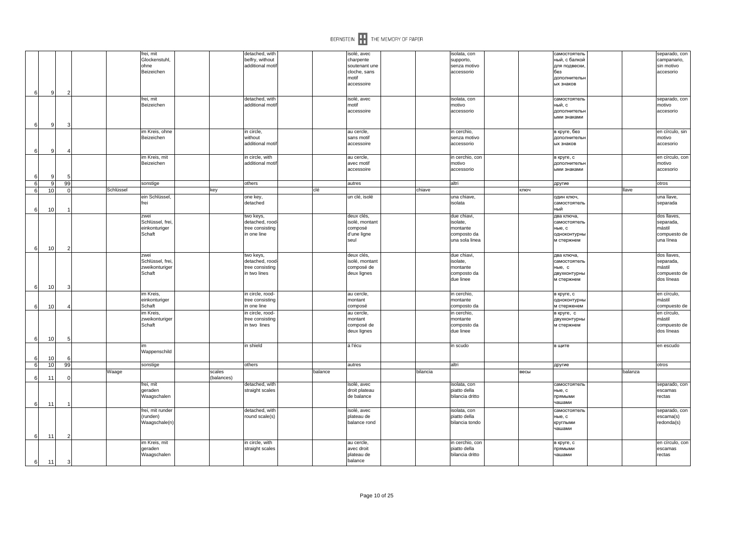| | | | | | | | | | | | | | | | | | | |
|---|---|---|---|---|---|---|---|---|---|---|---|---|---|---|---|---|---|---|
| 6 | 9 | 2 | | | frei, mit Glockenstuhl, ohne Beizeichen | | | detached, with belfry, without additional motif | | | isolé, avec charpente soutenant une cloche, sans motif accessoire | | | isolata, con supporto, senza motivo accessorio | | | самостоятельный, с балкой для подвески, без дополнительных знаков | | | separado, con campanario, sin motivo accesorio |
| 6 | 9 | 3 | | | frei, mit Beizeichen | | | detached, with additional motif | | | isolé, avec motif accessoire | | | isolata, con motivo accessorio | | | самостоятельный, с дополнительными знаками | | | separado, con motivo accesorio |
| 6 | 9 | 4 | | | im Kreis, ohne Beizeichen | | | in circle, without additional motif | | | au cercle, sans motif accessoire | | | in cerchio, senza motivo accessorio | | | в круге, без дополнительных знаков | | | en círculo, sin motivo accesorio |
| 6 | 9 | 5 | | | im Kreis, mit Beizeichen | | | in circle, with additional motif | | | au cercle, avec motif accessoire | | | in cerchio, con motivo accessorio | | | в круге, с дополнительными знаками | | | en círculo, con motivo accesorio |
| 6 | 9 | 99 | | | sonstige | | | others | | | autres | | | altri | | | другие | | | otros |
| 6 | 10 | 0 | | Schlüssel | | | key | | | clé | | | chiave | | | ключ | | | llave | |
| 6 | 10 | 1 | | | ein Schlüssel, frei | | | one key, detached | | | un clé, isolé | | | una chiave, isolata | | | один ключ, самостоятельный | | | una llave, separada |
| 6 | 10 | 2 | | | zwei Schlüssel, frei, einkonturiger Schaft | | | two keys, detached, rood-tree consisting in one line | | | deux clés, isolé, montant composé d'une ligne seul | | | due chiavi, isolate, montante composto da una sola linea | | | два ключа, самостоятельные, с одноконтурным стержнем | | | dos llaves, separada, mástil compuesto de una línea |
| 6 | 10 | 3 | | | zwei Schlüssel, frei, zweikonturiger Schaft | | | two keys, detached, rood-tree consisting in two lines | | | deux clés, isolé, montant composé de deux lignes | | | due chiavi, isolate, montante composto da due linee | | | два ключа, самостоятельные, с двухконтурным стержнем | | | dos llaves, separada, mástil compuesto de dos líneas |
| 6 | 10 | 4 | | | im Kreis, einkonturiger Schaft | | | in circle, rood-tree consisting in one line | | | au cercle, montant composé | | | in cerchio, montante composto da | | | в круге, с одноконтурным стержнем | | | en círculo, mástil compuesto de |
| 6 | 10 | 5 | | | im Kreis, zweikonturiger Schaft | | | in circle, rood-tree consisting in two lines | | | au cercle, montant composé de deux lignes | | | in cerchio, montante composto da due linee | | | в круге, с двухконтурным стержнем | | | en círculo, mástil compuesto de dos líneas |
| 6 | 10 | 6 | | | im Wappenschild | | | in shield | | | á l'écu | | | in scudo | | | в щите | | | en escudo |
| 6 | 10 | 99 | | | sonstige | | | others | | | autres | | | altri | | | другие | | | otros |
| 6 | 11 | 0 | | Waage | | | scales (balances) | | | balance | | | bilancia | | | весы | | | balanza | |
| 6 | 11 | 1 | | | frei, mit geraden Waagschalen | | | detached, with straight scales | | | isolé, avec droit plateau de balance | | | isolata, con piatto della bilancia dritto | | | самостоятельные, с прямыми чашами | | | separado, con escamas rectas |
| 6 | 11 | 2 | | | frei, mit runder (runden) Waagschale(n) | | | detached, with round scale(s) | | | isolé, avec plateau de balance rond | | | isolata, con piatto della bilancia tondo | | | самостоятельные, с круглыми чашами | | | separado, con escama(s) redonda(s) |
| 6 | 11 | 3 | | | im Kreis, mit geraden Waagschalen | | | in circle, with straight scales | | | au cercle, avec droit plateau de balance | | | in cerchio, con piatto della bilancia dritto | | | в круге, с прямыми чашами | | | en círculo, con escamas rectas |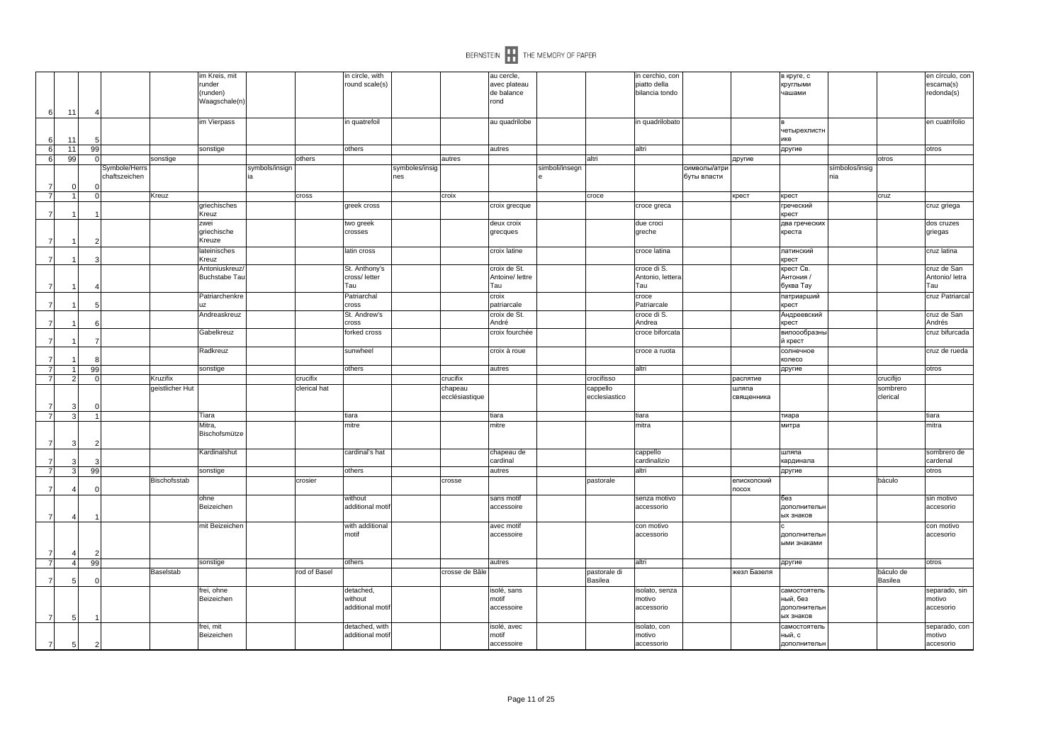| | | | | | | | | | | | | | | | | | | | | | |
|---|---|---|---|---|---|---|---|---|---|---|---|---|---|---|---|---|---|---|---|---|---|
| 6 | 11 | 4 | | | im Kreis, mit runder (runden) Waagschale(n) | | | in circle, with round scale(s) | | | au cercle, avec plateau de balance rond | | | in cerchio, con piatto della bilancia tondo | | | в круге, с круглыми чашами | | | en círculo, con escama(s) redonda(s) |
| 6 | 11 | 5 | | | im Vierpass | | | in quatrefoil | | | au quadrilobe | | | in quadrilobato | | | в четырехлистнике | | | en cuatrifolio |
| 6 | 11 | 99 | | | sonstige | | | others | | | autres | | | altri | | | другие | | | otros |
| 6 | 99 | 0 | | sonstige | | | others | | | autres | | | altri | | | другие | | | otros | |
| 7 | 0 | 0 | Symbole/Herrschaftszeichen | | | symbols/insignia | | | symboles/insignes | | | simboli/insegne | | | символы/атрибуты власти | | | símbolos/insignia | | |
| 7 | 1 | 0 | | Kreuz | | | cross | | | croix | | | croce | | | крест | крест | | cruz | |
| 7 | 1 | 1 | | | griechisches Kreuz | | | greek cross | | | croix grecque | | | croce greca | | | греческий крест | | | cruz griega |
| 7 | 1 | 2 | | | zwei griechische Kreuze | | | two greek crosses | | | deux croix grecques | | | due croci greche | | | два греческих креста | | | dos cruzes griegas |
| 7 | 1 | 3 | | | lateinisches Kreuz | | | latin cross | | | croix latine | | | croce latina | | | латинский крест | | | cruz latina |
| 7 | 1 | 4 | | | Antoniuskreuz/ Buchstabe Tau | | | St. Anthony's cross/ letter Tau | | | croix de St. Antoine/ lettre Tau | | | croce di S. Antonio, lettera Tau | | | крест Св. Антония / буква Тау | | | cruz de San Antonio/ letra Tau |
| 7 | 1 | 5 | | | Patriarchenkreuz | | | Patriarchal cross | | | croix patriarcale | | | croce Patriarcale | | | патриарший крест | | | cruz Patriarcal |
| 7 | 1 | 6 | | | Andreaskreuz | | | St. Andrew's cross | | | croix de St. André | | | croce di S. Andrea | | | Андреевский крест | | | cruz de San Andrés |
| 7 | 1 | 7 | | | Gabelkreuz | | | forked cross | | | croix fourchée | | | croce biforcata | | | вилоообразный крест | | | cruz bifurcada |
| 7 | 1 | 8 | | | Radkreuz | | | sunwheel | | | croix à roue | | | croce a ruota | | | солнечное колесо | | | cruz de rueda |
| 7 | 1 | 99 | | | sonstige | | | others | | | autres | | | altri | | | другие | | | otros |
| 7 | 2 | 0 | | Kruzifix | | | crucifix | | | crucifix | | | crocifisso | | | распятие | | | crucifijo | |
| 7 | 3 | 0 | | geistlicher Hut | | | clerical hat | | | chapeau ecclésiastique | | | cappello ecclesiastico | | | шляпа священника | | | sombrero clerical | |
| 7 | 3 | 1 | | | Tiara | | | tiara | | | tiara | | | tiara | | | тиара | | | tiara |
| 7 | 3 | 2 | | | Mitra, Bischofsmütze | | | mitre | | | mitre | | | mitra | | | митра | | | mitra |
| 7 | 3 | 3 | | | Kardinalshut | | | cardinal's hat | | | chapeau de cardinal | | | cappello cardinalizio | | | шляпа кардинала | | | sombrero de cardenal |
| 7 | 3 | 99 | | | sonstige | | | others | | | autres | | | altri | | | другие | | | otros |
| 7 | 4 | 0 | | Bischofsstab | | | crosier | | | crosse | | | pastorale | | | епископский посох | | | báculo | |
| 7 | 4 | 1 | | | ohne Beizeichen | | | without additional motif | | | sans motif accessoire | | | senza motivo accessorio | | | без дополнительных знаков | | | sin motivo accesorio |
| 7 | 4 | 2 | | | mit Beizeichen | | | with additional motif | | | avec motif accessoire | | | con motivo accessorio | | | с дополнительными знаками | | | con motivo accesorio |
| 7 | 4 | 99 | | | sonstige | | | others | | | autres | | | altri | | | другие | | | otros |
| 7 | 5 | 0 | | Baselstab | | | rod of Basel | | | crosse de Bâle | | | pastorale di Basilea | | | жезл Базеля | | | báculo de Basilea | |
| 7 | 5 | 1 | | | frei, ohne Beizeichen | | | detached, without additional motif | | | isolé, sans motif accessoire | | | isolato, senza motivo accessorio | | | самостоятельный, без дополнительных знаков | | | separado, sin motivo accesorio |
| 7 | 5 | 2 | | | frei, mit Beizeichen | | | detached, with additional motif | | | isolé, avec motif accessoire | | | isolato, con motivo accessorio | | | самостоятельный, с дополнительн | | | separado, con motivo accesorio |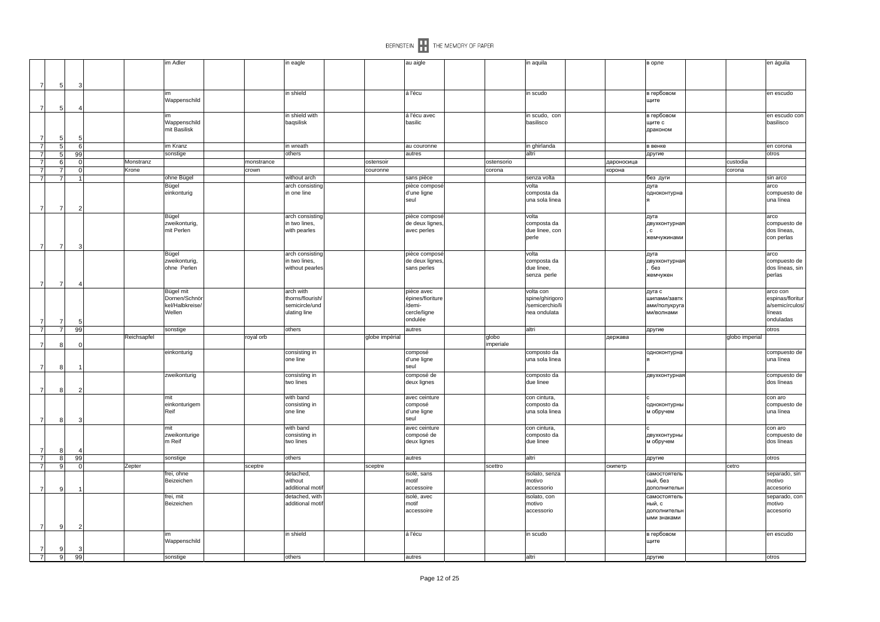| | | | | | | | | | | | | | | | | | | | |
|---|---|---|---|---|---|---|---|---|---|---|---|---|---|---|---|---|---|---|---|
| 7 | 5 | 3 | | | im Adler | | | in eagle | | | au aigle | | | in aquila | | | в орле | | | en águila |
| 7 | 5 | 4 | | | im Wappenschild | | | in shield | | | á l'écu | | | in scudo | | | в гербовом щите | | | en escudo |
| 7 | 5 | 5 | | | im Wappenschild mit Basilisk | | | in shield with baqsilisk | | | á l'écu avec basilic | | | in scudo, con basilisco | | | в гербовом щите с драконом | | | en escudo con basilisco |
| 7 | 5 | 6 | | | im Kranz | | | in wreath | | | au couronne | | | in ghirlanda | | | в венке | | | en corona |
| 7 | 5 | 99 | | | sonstige | | | others | | | autres | | | altri | | | другие | | | otros |
| 7 | 6 | 0 | | Monstranz | | | monstrance | | | ostensoir | | | ostensorio | | | дароносица | | | custodia | |
| 7 | 7 | 0 | | Krone | | | crown | | | couronne | | | corona | | | корона | | | corona | |
| 7 | 7 | 1 | | | ohne Bügel | | | without arch | | | sans pièce | | | senza volta | | | без дуги | | | sin arco |
| 7 | 7 | 2 | | | Bügel einkonturig | | | arch consisting in one line | | | pièce composé d'une ligne seul | | | volta composta da una sola linea | | | дуга одноконтурная | | | arco compuesto de una línea |
| 7 | 7 | 3 | | | Bügel zweikonturig, mit Perlen | | | arch consisting in two lines, with pearles | | | pièce composé de deux lignes, avec perles | | | volta composta da due linee, con perle | | | дуга двухконтурная, с жемчужинами | | | arco compuesto de dos líneas, con perlas |
| 7 | 7 | 4 | | | Bügel zweikonturig, ohne Perlen | | | arch consisting in two lines, without pearles | | | pièce composé de deux lignes, sans perles | | | volta composta da due linee, senza perle | | | дуга двухконтурная, без жемчужен | | | arco compuesto de dos líneas, sin perlas |
| 7 | 7 | 5 | | | Bügel mit Dornen/Schnörkel/Halbkreise/Wellen | | | arch with thorns/flourish/semicircle/undulating line | | | pièce avec épines/fioriture/demi-cercle/ligne ondulée | | | volta con spine/ghirigoro/semicerchio/linea ondulata | | | дуга с шипами/завтками/полукругами/волнами | | | arco con espinas/floritura/semicírculos/líneas onduladas |
| 7 | 7 | 99 | | | sonstige | | | others | | | autres | | | altri | | | другие | | | otros |
| 7 | 8 | 0 | | Reichsapfel | | | royal orb | | | globe impérial | | | globo imperiale | | | держава | | | globo imperial | |
| 7 | 8 | 1 | | | einkonturig | | | consisting in one line | | | composé d'une ligne seul | | | composto da una sola linea | | | одноконтурная | | | compuesto de una línea |
| 7 | 8 | 2 | | | zweikonturig | | | consisting in two lines | | | composé de deux lignes | | | composto da due linee | | | двухконтурная | | | compuesto de dos líneas |
| 7 | 8 | 3 | | | mit einkonturigem Reif | | | with band consisting in one line | | | avec ceinture composé d'une ligne seul | | | con cintura, composto da una sola linea | | | с одноконтурным обручем | | | con aro compuesto de una línea |
| 7 | 8 | 4 | | | mit zweikonturigem Reif | | | with band consisting in two lines | | | avec ceinture composé de deux lignes | | | con cintura, composto da due linee | | | с двухконтурным обручем | | | con aro compuesto de dos líneas |
| 7 | 8 | 99 | | | sonstige | | | others | | | autres | | | altri | | | другие | | | otros |
| 7 | 9 | 0 | | Zepter | | | sceptre | | | sceptre | | | scettro | | | скипетр | | | cetro | |
| 7 | 9 | 1 | | | frei, ohne Beizeichen | | | detached, without additional motif | | | isolé, sans motif accessoire | | | isolato, senza motivo accessorio | | | самостоятельный, без дополнительн | | | separado, sin motivo accesorio |
| 7 | 9 | 2 | | | frei, mit Beizeichen | | | detached, with additional motif | | | isolé, avec motif accessoire | | | isolato, con motivo accessorio | | | самостоятельный, с дополнительными знаками | | | separado, con motivo accesorio |
| 7 | 9 | 3 | | | im Wappenschild | | | in shield | | | á l'écu | | | in scudo | | | в гербовом щите | | | en escudo |
| 7 | 9 | 99 | | | sonstige | | | others | | | autres | | | altri | | | другие | | | otros |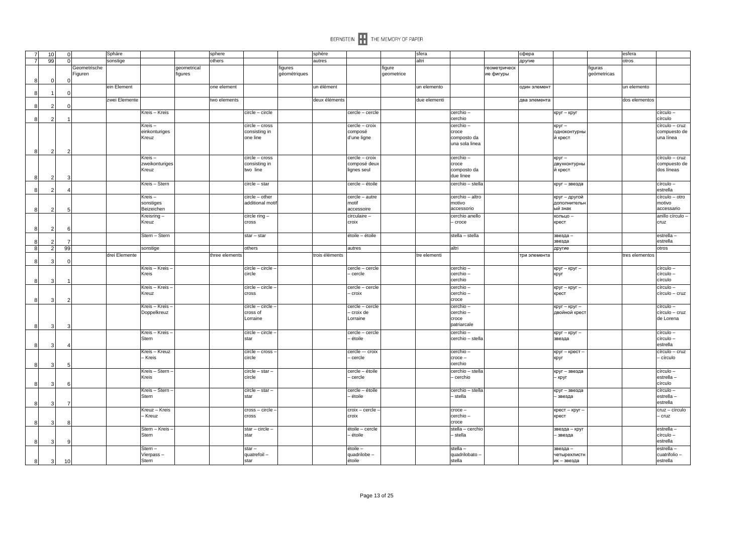| | | | | | | | | | | | | | | | | | | | | |
|---|---|---|---|---|---|---|---|---|---|---|---|---|---|---|---|---|---|---|---|---|
| 7 | 10 | 0 | | Sphäre | | | sphere | | | sphère | | | sfera | | | сфера | | | esfera | |
| 7 | 99 | 0 | | sonstige | | | others | | | autres | | | altri | | | другие | | | otros | |
| 8 | 0 | 0 | Geometrische Figuren | | | geometrical figures | | | figures géométriques | | | figure geometrice | | | геометрические фигуры | | | figuras geométricas | | |
| 8 | 1 | 0 | | ein Element | | | one element | | | un élément | | | un elemento | | | один элемент | | | un elemento | |
| 8 | 2 | 0 | | zwei Elemente | | | two elements | | | deux éléments | | | due elementi | | | два элемента | | | dos elementos | |
| 8 | 2 | 1 | | | Kreis – Kreis | | | circle – circle | | | cercle – cercle | | | cerchio – cerchio | | | круг – круг | | | círculo – círculo |
| 8 | 2 | 2 | | | Kreis – einkonturiges Kreuz | | | circle – cross consisting in one line | | | cercle – croix composé d'une ligne | | | cerchio – croce composto da una sola linea | | | круг – одноконтурный крест | | | círculo – cruz compuesto de una línea |
| 8 | 2 | 3 | | | Kreis – zweikonturiges Kreuz | | | circle – cross consisting in two line | | | cercle – croix composé deux lignes seul | | | cerchio – croce composto da due linee | | | круг – двухконтурный крест | | | círculo – cruz compuesto de dos líneas |
| 8 | 2 | 4 | | | Kreis – Stern | | | circle – star | | | cercle – étoile | | | cerchio – stella | | | круг – звезда | | | círculo – estrella |
| 8 | 2 | 5 | | | Kreis – sonstiges Beizeichen | | | circle – other additional motif | | | cercle – autre motif accessoire | | | cerchio – altro motivo accessorio | | | круг – другой дополнительный знак | | | círculo – otro motivo accesario |
| 8 | 2 | 6 | | | Kreisring – Kreuz | | | circle ring – cross | | | circulaire – croix | | | cerchio anello – croce | | | кольцо – крест | | | anillo círculo – cruz |
| 8 | 2 | 7 | | | Stern – Stern | | | star – star | | | étoile – étoile | | | stella – stella | | | звезда – звезда | | | estrella – estrella |
| 8 | 2 | 99 | | | sonstige | | | others | | | autres | | | altri | | | другие | | | otros |
| 8 | 3 | 0 | | drei Elemente | | | three elements | | | trois éléments | | | tre elementi | | | три элемента | | | tres elementos | |
| 8 | 3 | 1 | | | Kreis – Kreis – Kreis | | | circle – circle – circle | | | cercle – cercle – cercle | | | cerchio – cerchio – cerchio | | | круг – круг – круг | | | círculo – círculo – círculo |
| 8 | 3 | 2 | | | Kreis – Kreis – Kreuz | | | circle – circle – cross | | | cercle – cercle – croix | | | cerchio – cerchio – croce | | | круг – круг – крест | | | círculo – círculo – cruz |
| 8 | 3 | 3 | | | Kreis – Kreis – Doppelkreuz | | | circle – circle – cross of Lorraine | | | cercle – cercle – croix de Lorraine | | | cerchio – cerchio – croce patriarcale | | | круг – круг – двойной крест | | | círculo – círculo – cruz de Lorena |
| 8 | 3 | 4 | | | Kreis – Kreis – Stern | | | circle – circle – star | | | cercle – cercle – étoile | | | cerchio – cerchio – stella | | | круг – круг – звезда | | | círculo – círculo – estrella |
| 8 | 3 | 5 | | | Kreis – Kreuz – Kreis | | | circle – cross – circle | | | cercle — croix – cercle | | | cerchio – croce – cerchio | | | круг – крест – круг | | | círculo – cruz – círculo |
| 8 | 3 | 6 | | | Kreis – Stern – Kreis | | | circle – star – circle | | | cercle – étoile – cercle | | | cerchio – stella – cerchio | | | круг – звезда – круг | | | círculo – estrella – círculo |
| 8 | 3 | 7 | | | Kreis – Stern – Stern | | | circle – star – star | | | cercle – étoile – étoile | | | cerchio – stella – stella | | | круг – звезда – звезда | | | círculo – estrella – estrella |
| 8 | 3 | 8 | | | Kreuz – Kreis – Kreuz | | | cross – circle – cross | | | croix – cercle – croix | | | croce – cerchio – croce | | | крест – круг – крест | | | cruz – círculo – cruz |
| 8 | 3 | 9 | | | Stern – Kreis – Stern | | | star – circle – star | | | étoile – cercle – étoile | | | stella – cerchio – stella | | | звезда – круг – звезда | | | estrella – círculo – estrella |
| 8 | 3 | 10 | | | Stern – Vierpass – Stern | | | star – quatrefoil – star | | | étoile – quadrilobe – étoile | | | stella – quadrilobato – stella | | | звезда – четырехлистник – звезда | | | estrella – cuatrifolio – estrella |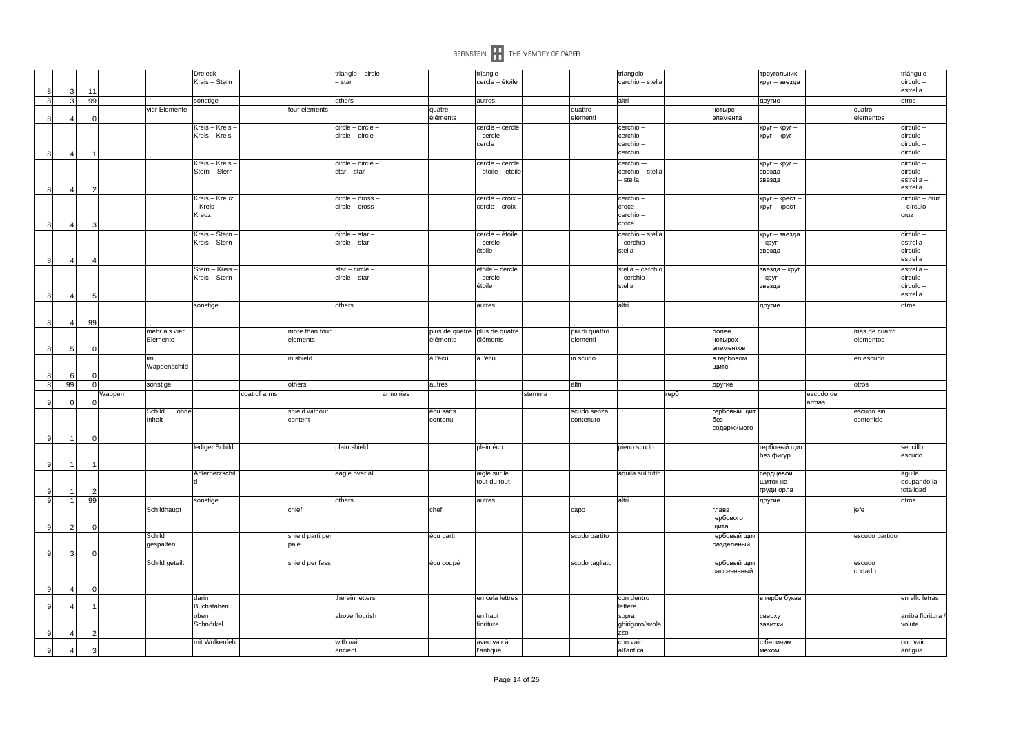| | | | | | | | | | | | | | | | | | | | | |
|---|---|---|---|---|---|---|---|---|---|---|---|---|---|---|---|---|---|---|---|---|
| 8 | 3 | 11 | | | Dreieck – Kreis – Stern | | | triangle – circle – star | | | triangle – cercle – étoile | | | triangolo –- cerchio – stella | | | треугольник – круг – звезда | | | triángulo – círculo – estrella |
| 8 | 3 | 99 | | | sonstige | | | others | | | autres | | | altri | | | другие | | | otros |
| 8 | 4 | 0 | | vier Elemente | | | four elements | | | quatre éléments | | | quattro elementi | | | четыре элемента | | | cuatro elementos | |
| 8 | 4 | 1 | | | Kreis – Kreis – Kreis – Kreis | | | circle – circle – circle – circle | | | cercle – cercle – cercle – cercle | | | cerchio – cerchio – cerchio – cerchio | | | круг – круг – круг – круг | | | círculo – círculo – círculo – círculo |
| 8 | 4 | 2 | | | Kreis – Kreis – Stern – Stern | | | circle – circle – star – star | | | cercle – cercle – étoile – étoile | | | cerchio –- cerchio – stella – stella | | | круг – круг – звезда – звезда | | | círculo – círculo – estrella – estrella |
| 8 | 4 | 3 | | | Kreis – Kreuz – Kreis – Kreuz | | | circle – cross – circle – cross | | | cercle – croix – cercle – croix | | | cerchio – croce – cerchio – croce | | | круг – крест – круг – крест | | | círculo – cruz – círculo – cruz |
| 8 | 4 | 4 | | | Kreis – Stern – Kreis – Stern | | | circle – star – circle – star | | | cercle – étoile – cercle – étoile | | | cerchio – stella – cerchio – stella | | | круг – звезда – круг – звезда | | | círculo – estrella – círculo – estrella |
| 8 | 4 | 5 | | | Stern – Kreis – Kreis – Stern | | | star – circle – circle – star | | | étoile – cercle – cercle – étoile | | | stella – cerchio – cerchio – stella | | | звезда – круг – круг – звезда | | | estrella – círculo – círculo – estrella |
| 8 | 4 | 99 | | | sonstige | | | others | | | autres | | | altri | | | другие | | | otros |
| 8 | 5 | 0 | | mehr als vier Elemente | | | more than four elements | | | plus de quatre éléments | plus de quatre éléments | | più di quattro elementi | | | более четырех элементов | | | más de cuatro elementos | |
| 8 | 6 | 0 | | im Wappenschild | | | in shield | | | à l'écu | à l'écu | | in scudo | | | в гербовом щите | | | en escudo | |
| 8 | 99 | 0 | | sonstige | | | others | | | autres | | | altri | | | другие | | | otros | |
| 9 | 0 | 0 | Wappen | | | coat of arms | | | armoiries | | | stemma | | | герб | | | escudo de armas | | |
| 9 | 1 | 0 | | Schild ohne Inhalt | | | shield without content | | | écu sans contenu | | | scudo senza contenuto | | | гербовый щит без содержимого | | | escudo sin contenido | |
| 9 | 1 | 1 | | | lediger Schild | | | plain shield | | | plein écu | | | pieno scudo | | | гербовый щит без фигур | | | sencillo escudo |
| 9 | 1 | 2 | | | Adlerherzschild | | | eagle over all | | | aigle sur le tout du tout | | | aquila sul tutto | | | сердцевой щиток на груди орла | | | águila ocupando la totalidad |
| 9 | 1 | 99 | | | sonstige | | | others | | | autres | | | altri | | | другие | | | otros |
| 9 | 2 | 0 | | Schildhaupt | | | chief | | | chef | | | capo | | | глава гербового щита | | | jefe | |
| 9 | 3 | 0 | | Schild gespalten | | | shield parti per pale | | | écu parti | | | scudo partito | | | гербовый щит разделеный | | | escudo partido | |
| 9 | 4 | 0 | | Schild geteilt | | | shield per fess | | | écu coupé | | | scudo tagliato | | | гербовый щит рассеченный | | | escudo cortado | |
| 9 | 4 | 1 | | | darin Buchstaben | | | therein letters | | | en cela lettres | | | con dentro lettere | | | в гербе буква | | | en ello letras |
| 9 | 4 | 2 | | | oben Schnörkel | | | above flourish | | | en haut fioriture | | | sopra ghirigoro/svolazzo | | | сверху завитки | | | arriba floritura / voluta |
| 9 | 4 | 3 | | | mit Wolkenfeh | | | with vair ancient | | | avec vair à l'antique | | | con vaio all'antica | | | с беличим мехом | | | con vair antigua |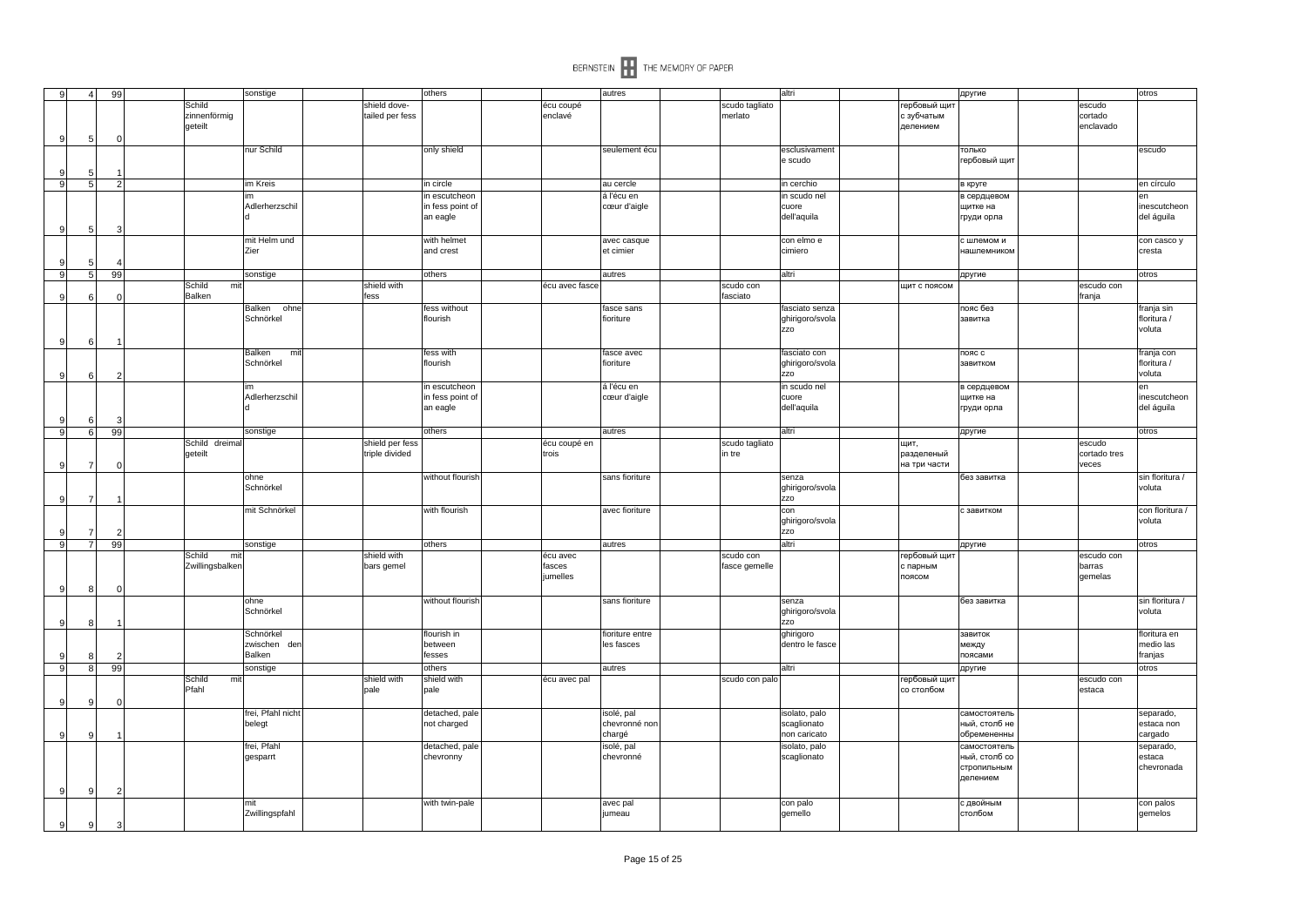| | | | | | | | | | | | | | | |
|---|---|---|---|---|---|---|---|---|---|---|---|---|---|---|
| 9 | 4 | 99 | | sonstige | | others | | autres | | altri | | другие | | otros |
| 9 | 5 | 0 | Schild zinnenförmig geteilt | | shield dove-tailed per fess | | écu coupé enclavé | | scudo tagliato merlato | | гербовый щит с зубчатым делением | | escudo cortado enclavado | |
| 9 | 5 | 1 | | nur Schild | | only shield | | seulement écu | | esclusivamente scudo | | только гербовый щит | | escudo |
| 9 | 5 | 2 | | im Kreis | | in circle | | au cercle | | in cerchio | | в круге | | en círculo |
| 9 | 5 | 3 | | im Adlerherzschild | | in escutcheon in fess point of an eagle | | à l'écu en cœur d'aigle | | in scudo nel cuore dell'aquila | | в сердцевом щитке на груди орла | | en inescutcheon del águila |
| 9 | 5 | 4 | | mit Helm und Zier | | with helmet and crest | | avec casque et cimier | | con elmo e cimiero | | с шлемом и нашлемником | | con casco y cresta |
| 9 | 5 | 99 | | sonstige | | others | | autres | | altri | | другие | | otros |
| 9 | 6 | 0 | Schild mit Balken | | shield with fess | | écu avec fasce | | scudo con fasciato | | щит с поясом | | escudo con franja | |
| 9 | 6 | 1 | | Balken ohne Schnörkel | | fess without flourish | | fasce sans fioriture | | fasciato senza ghirigoro/svolazzo | | пояс без завитка | | franja sin floritura / voluta |
| 9 | 6 | 2 | | Balken mit Schnörkel | | fess with flourish | | fasce avec fioriture | | fasciato con ghirigoro/svolazzo | | пояс с завитком | | franja con floritura / voluta |
| 9 | 6 | 3 | | im Adlerherzschild | | in escutcheon in fess point of an eagle | | à l'écu en cœur d'aigle | | in scudo nel cuore dell'aquila | | в сердцевом щитке на груди орла | | en inescutcheon del águila |
| 9 | 6 | 99 | | sonstige | | others | | autres | | altri | | другие | | otros |
| 9 | 7 | 0 | Schild dreimal geteilt | | shield per fess triple divided | | écu coupé en trois | | scudo tagliato in tre | | щит, разделеный на три части | | escudo cortado tres veces | |
| 9 | 7 | 1 | | ohne Schnörkel | | without flourish | | sans fioriture | | senza ghirigoro/svolazzo | | без завитка | | sin floritura / voluta |
| 9 | 7 | 2 | | mit Schnörkel | | with flourish | | avec fioriture | | con ghirigoro/svolazzo | | с завитком | | con floritura / voluta |
| 9 | 7 | 99 | | sonstige | | others | | autres | | altri | | другие | | otros |
| 9 | 8 | 0 | Schild mit Zwillingsbalken | | shield with bars gemel | | écu avec fasces jumelles | | scudo con fasce gemelle | | гербовый щит с парным поясом | | escudo con barras gemelas | |
| 9 | 8 | 1 | | ohne Schnörkel | | without flourish | | sans fioriture | | senza ghirigoro/svolazzo | | без завитка | | sin floritura / voluta |
| 9 | 8 | 2 | | Schnörkel zwischen den Balken | | flourish in between fesses | | fioriture entre les fasces | | ghirigoro dentro le fasce | | завиток между поясами | | floritura en medio las franjas |
| 9 | 8 | 99 | | sonstige | | others | | autres | | altri | | другие | | otros |
| 9 | 9 | 0 | Schild mit Pfahl | | shield with pale | shield with pale | écu avec pal | | scudo con palo | | гербовый щит со столбом | | escudo con estaca | |
| 9 | 9 | 1 | | frei, Pfahl nicht belegt | | detached, pale not charged | | isolé, pal chevronné non chargé | | isolato, palo scaglionato non caricato | | самостоятельный, столб не обремененны | | separado, estaca non cargado |
| 9 | 9 | 2 | | frei, Pfahl gesparrt | | detached, pale chevronny | | isolé, pal chevronné | | isolato, palo scaglionato | | самостоятельный, столб со стропильным делением | | separado, estaca chevronada |
| 9 | 9 | 3 | | mit Zwillingspfahl | | with twin-pale | | avec pal jumeau | | con palo gemello | | с двойным столбом | | con palos gemelos |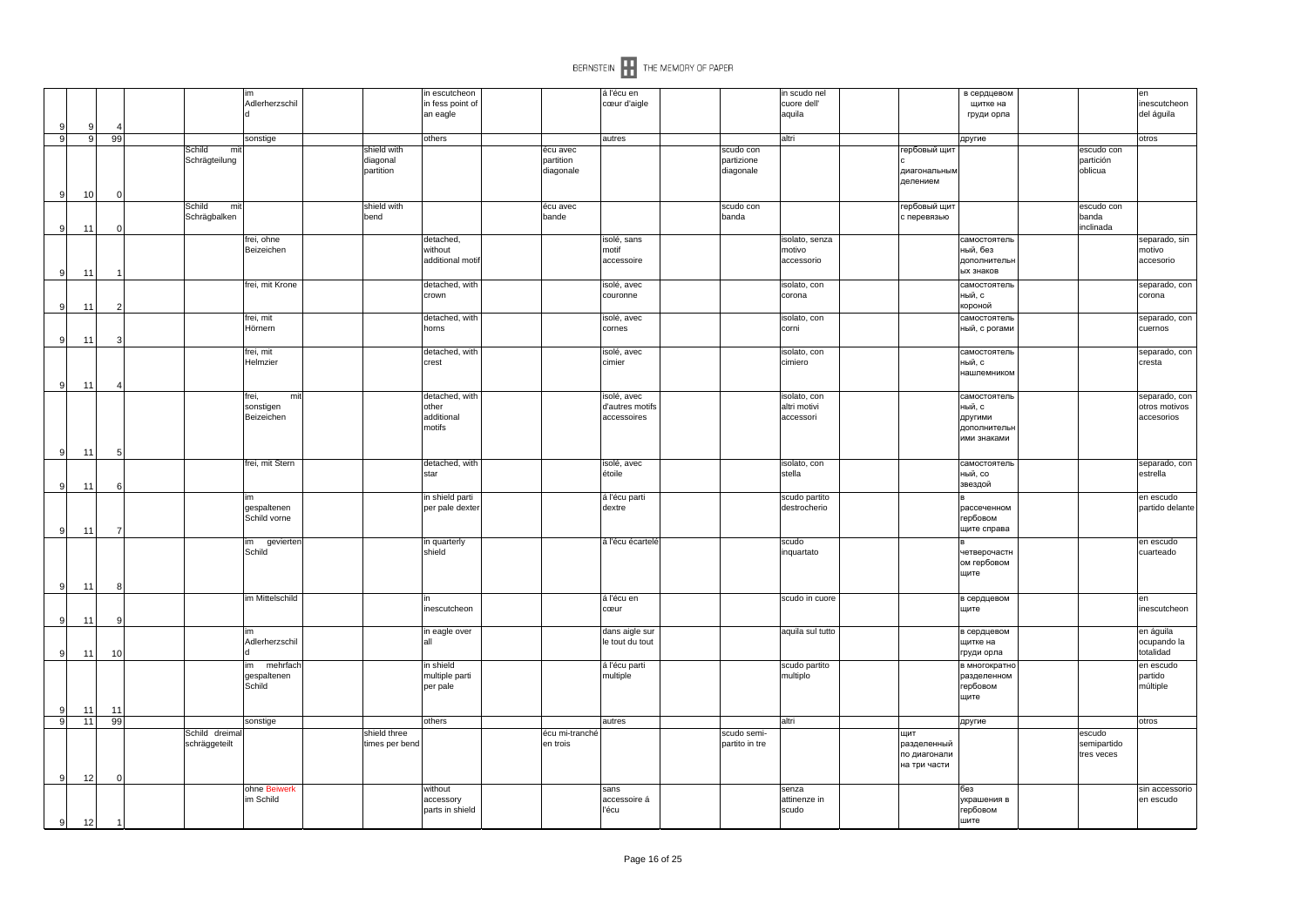| | | | | | | | | | | | | | | | | | | | |
|---|---|---|---|---|---|---|---|---|---|---|---|---|---|---|---|---|---|---|---|
| 9 | 9 | 4 | | | im Adlerherzschild | | | in escutcheon in fess point of an eagle | | | á l'écu en cœur d'aigle | | | in scudo nel cuore dell' aquila | | | в сердцевом щитке на груди орла | | | en inescutcheon del águila |
| 9 | 9 | 99 | | | sonstige | | | others | | | autres | | | altri | | | другие | | | otros |
| 9 | 10 | 0 | | Schild mit Schrägteilung | | | shield with diagonal partition | | | écu avec partition diagonale | | | scudo con partizione diagonale | | | гербовый щит с диагональным делением | | | escudo con partición oblicua | |
| 9 | 11 | 0 | | Schild mit Schrägbalken | | | shield with bend | | | écu avec bande | | | scudo con banda | | | гербовый щит с перевязью | | | escudo con banda inclinada | |
| 9 | 11 | 1 | | | frei, ohne Beizeichen | | | detached, without additional motif | | | isolé, sans motif accessoire | | | isolato, senza motivo accessorio | | | самостоятельный, без дополнительных знаков | | | separado, sin motivo accesorio |
| 9 | 11 | 2 | | | frei, mit Krone | | | detached, with crown | | | isolé, avec couronne | | | isolato, con corona | | | самостоятельный, с короной | | | separado, con corona |
| 9 | 11 | 3 | | | frei, mit Hörnern | | | detached, with horns | | | isolé, avec cornes | | | isolato, con corni | | | самостоятельный, с рогами | | | separado, con cuernos |
| 9 | 11 | 4 | | | frei, mit Helmzier | | | detached, with crest | | | isolé, avec cimier | | | isolato, con cimiero | | | самостоятельный, с нашлемником | | | separado, con cresta |
| 9 | 11 | 5 | | | frei, mit sonstigen Beizeichen | | | detached, with other additional motifs | | | isolé, avec d'autres motifs accessoires | | | isolato, con altri motivi accessori | | | самостоятельный, с другими дополнительными знаками | | | separado, con otros motivos accesorios |
| 9 | 11 | 6 | | | frei, mit Stern | | | detached, with star | | | isolé, avec étoile | | | isolato, con stella | | | самостоятельный, со звездой | | | separado, con estrella |
| 9 | 11 | 7 | | | im gespaltenen Schild vorne | | | in shield parti per pale dexter | | | á l'écu parti dextre | | | scudo partito destrocherio | | | в рассеченном гербовом щите справа | | | en escudo partido delante |
| 9 | 11 | 8 | | | im gevierten Schild | | | in quarterly shield | | | á l'écu écartelé | | | scudo inquartato | | | в четверочастном гербовом щите | | | en escudo cuarteado |
| 9 | 11 | 9 | | | im Mittelschild | | | in inescutcheon | | | á l'écu en cœur | | | scudo in cuore | | | в сердцевом щите | | | en inescutcheon |
| 9 | 11 | 10 | | | im Adlerherzschild | | | in eagle over all | | | dans aigle sur le tout du tout | | | aquila sul tutto | | | в сердцевом щитке на груди орла | | | en águila ocupando la totalidad |
| 9 | 11 | 11 | | | im mehrfach gespaltenen Schild | | | in shield multiple parti per pale | | | á l'écu parti multiple | | | scudo partito multiplo | | | в многократно разделенном гербовом щите | | | en escudo partido múltiple |
| 9 | 11 | 99 | | | sonstige | | | others | | | autres | | | altri | | | другие | | | otros |
| 9 | 12 | 0 | | Schild dreimal schräggeteilt | | | shield three times per bend | | | écu mi-tranché en trois | | | scudo semi-partito in tre | | | щит разделенный по диагонали на три части | | | escudo semipartido tres veces | |
| 9 | 12 | 1 | | | ohne Beiwerk im Schild | | | without accessory parts in shield | | | sans accessoire á l'écu | | | senza attinenze in scudo | | | без украшения в гербовом щите | | | sin accessorio en escudo |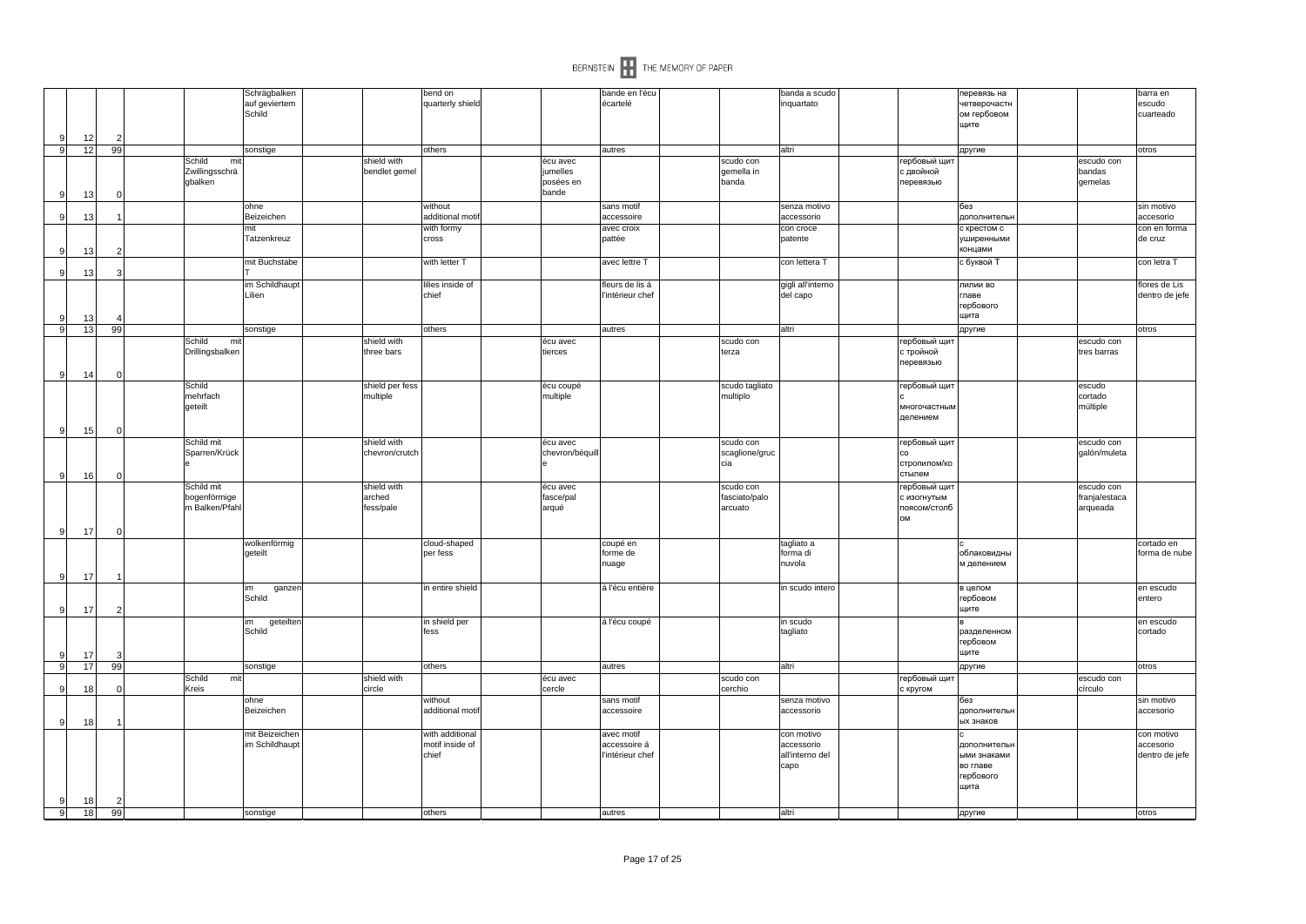| | | | | | | | | | | | | | | |
|---|---|---|---|---|---|---|---|---|---|---|---|---|---|---|
| 9 | 12 | 2 | | Schrägbalken auf geviertem Schild | | bend on quarterly shield | | bande en l'écu écartelé | | banda a scudo inquartato | | перевязь на четверочастном гербовом щите | | barra en escudo cuarteado |
| 9 | 12 | 99 | | sonstige | | others | | autres | | altri | | другие | | otros |
| 9 | 13 | 0 | Schild mit Zwillingsschrägbalken | | shield with bendlet gemel | | écu avec jumelles posées en bande | | scudo con gemella in banda | | гербовый щит с двойной перевязью | | escudo con bandas gemelas | |
| 9 | 13 | 1 | | ohne Beizeichen | | without additional motif | | sans motif accessoire | | senza motivo accessorio | | без дополнительн | | sin motivo accesorio |
| 9 | 13 | 2 | | mit Tatzenkreuz | | with formy cross | | avec croix pattée | | con croce patente | | с крестом с уширенными концами | | con en forma de cruz |
| 9 | 13 | 3 | | mit Buchstabe T | | with letter T | | avec lettre T | | con lettera T | | с буквой T | | con letra T |
| 9 | 13 | 4 | | im Schildhaupt Lilien | | lilies inside of chief | | fleurs de lis á l'intérieur chef | | gigli all'interno del capo | | лилии во главе гербового щита | | flores de Lis dentro de jefe |
| 9 | 13 | 99 | | sonstige | | others | | autres | | altri | | другие | | otros |
| 9 | 14 | 0 | Schild mit Drillingsbalken | | shield with three bars | | écu avec tierces | | scudo con terza | | гербовый щит с тройной перевязью | | escudo con tres barras | |
| 9 | 15 | 0 | Schild mehrfach geteilt | | shield per fess multiple | | écu coupé multiple | | scudo tagliato multiplo | | гербовый щит с многочастным делением | | escudo cortado múltiple | |
| 9 | 16 | 0 | Schild mit Sparren/Krücke | | shield with chevron/crutch | | écu avec chevron/béquille | | scudo con scaglione/gruccia | | гербовый щит со стропилом/костылем | | escudo con galón/muleta | |
| 9 | 17 | 0 | Schild mit bogenförmigem Balken/Pfahl | | shield with arched fess/pale | | écu avec fasce/pal arqué | | scudo con fasciato/palo arcuato | | гербовый щит с изогнутым поясом/столбом | | escudo con franja/estaca arqueada | |
| 9 | 17 | 1 | | wolkenförmig geteilt | | cloud-shaped per fess | | coupé en forme de nuage | | tagliato a forma di nuvola | | с облаковидным делением | | cortado en forma de nube |
| 9 | 17 | 2 | | im ganzen Schild | | in entire shield | | á l'écu entière | | in scudo intero | | в целом гербовом щите | | en escudo entero |
| 9 | 17 | 3 | | im geteilten Schild | | in shield per fess | | á l'écu coupé | | in scudo tagliato | | в разделенном гербовом щите | | en escudo cortado |
| 9 | 17 | 99 | | sonstige | | others | | autres | | altri | | другие | | otros |
| 9 | 18 | 0 | Schild mit Kreis | | shield with circle | | écu avec cercle | | scudo con cerchio | | гербовый щит с кругом | | escudo con círculo | |
| 9 | 18 | 1 | | ohne Beizeichen | | without additional motif | | sans motif accessoire | | senza motivo accessorio | | без дополнительных знаков | | sin motivo accesorio |
| 9 | 18 | 2 | | mit Beizeichen im Schildhaupt | | with additional motif inside of chief | | avec motif accessoire á l'intérieur chef | | con motivo accessorio all'interno del capo | | с дополнительными знаками во главе гербового щита | | con motivo accesorio dentro de jefe |
| 9 | 18 | 99 | | sonstige | | others | | autres | | altri | | другие | | otros |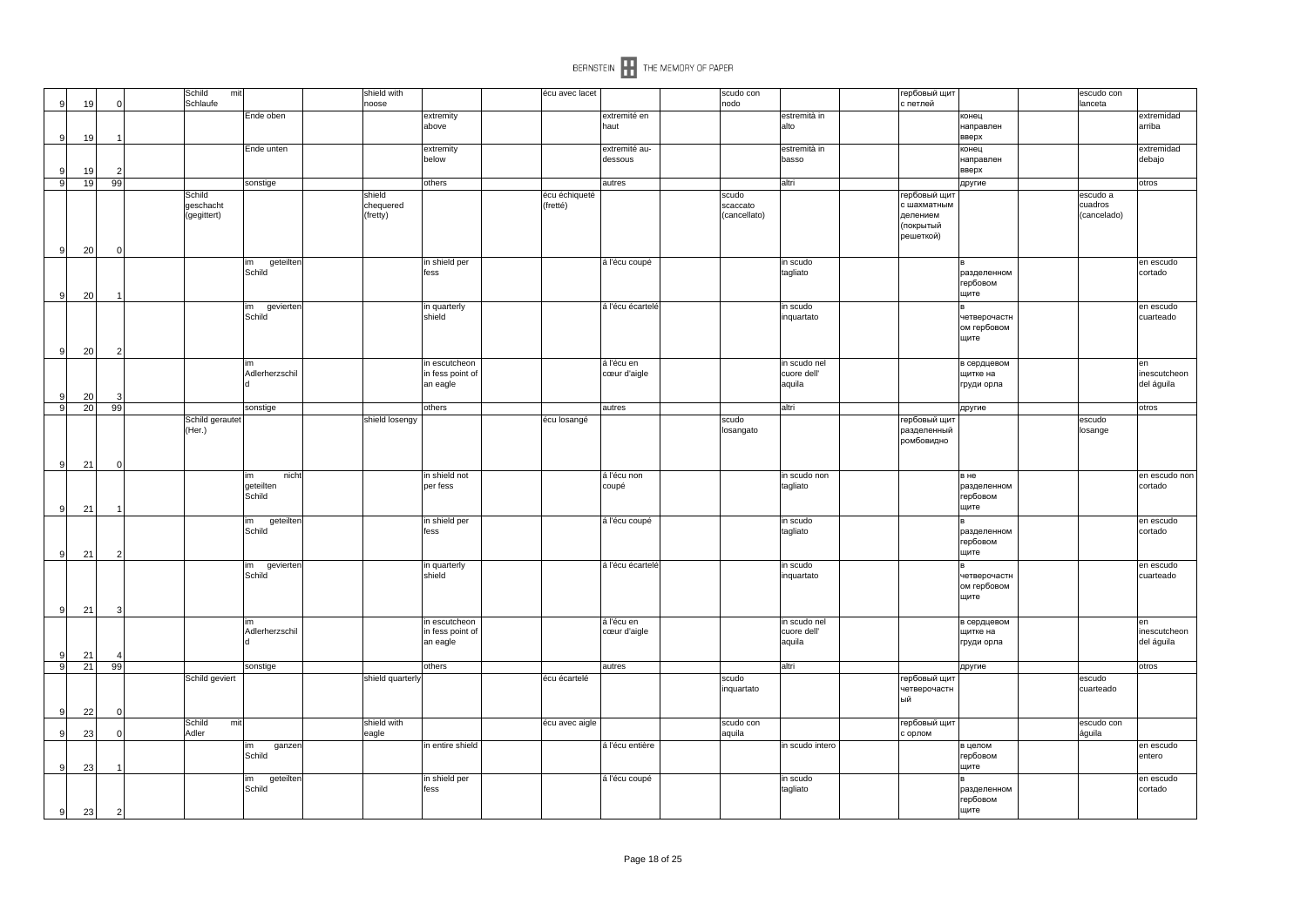| | | | | | | | | | | | | | | | | | | | | | | |
|---|---|---|---|---|---|---|---|---|---|---|---|---|---|---|---|---|---|---|---|---|---|---|
| 9 | 19 | 0 | | Schild mit Schlaufe | | | shield with noose | | | écu avec lacet | | | scudo con nodo | | | гербовый щит с петлей | | | escudo con lanceta | |
| 9 | 19 | 1 | | | Ende oben | | | extremity above | | | extremité en haut | | | estremità in alto | | | конец направлен вверх | | | extremidad arriba |
| 9 | 19 | 2 | | | Ende unten | | | extremity below | | | extremité au-dessous | | | estremità in basso | | | конец направлен вверх | | | extremidad debajo |
| 9 | 19 | 99 | | | sonstige | | | others | | | autres | | | altri | | | другие | | | otros |
| 9 | 20 | 0 | | Schild geschacht (gegittert) | | | shield chequered (fretty) | | | écu échiqueté (fretté) | | | scudo scaccato (cancellato) | | | гербовый щит с шахматным делением (покрытый решеткой) | | | escudo a cuadros (cancelado) | |
| 9 | 20 | 1 | | | im geteilten Schild | | | in shield per fess | | | á l'écu coupé | | | in scudo tagliato | | | в разделенном гербовом щите | | | en escudo cortado |
| 9 | 20 | 2 | | | im gevierten Schild | | | in quarterly shield | | | á l'écu écartelé | | | in scudo inquartato | | | в четверочастном гербовом щите | | | en escudo cuarteado |
| 9 | 20 | 3 | | | im Adlerherzschild | | | in escutcheon in fess point of an eagle | | | á l'écu en cœur d'aigle | | | in scudo nel cuore dell' aquila | | | в сердцевом щитке на груди орла | | | en inescutcheon del águila |
| 9 | 20 | 99 | | | sonstige | | | others | | | autres | | | altri | | | другие | | | otros |
| 9 | 21 | 0 | | Schild gerautet (Her.) | | | shield losengy | | | écu losangé | | | scudo losangato | | | гербовый щит разделенный ромбовидно | | | escudo losange | |
| 9 | 21 | 1 | | | im nicht geteilten Schild | | | in shield not per fess | | | á l'écu non coupé | | | in scudo non tagliato | | | в не разделенном гербовом щите | | | en escudo non cortado |
| 9 | 21 | 2 | | | im geteilten Schild | | | in shield per fess | | | á l'écu coupé | | | in scudo tagliato | | | в разделенном гербовом щите | | | en escudo cortado |
| 9 | 21 | 3 | | | im gevierten Schild | | | in quarterly shield | | | á l'écu écartelé | | | in scudo inquartato | | | в четверочастном гербовом щите | | | en escudo cuarteado |
| 9 | 21 | 4 | | | im Adlerherzschild | | | in escutcheon in fess point of an eagle | | | á l'écu en cœur d'aigle | | | in scudo nel cuore dell' aquila | | | в сердцевом щитке на груди орла | | | en inescutcheon del águila |
| 9 | 21 | 99 | | | sonstige | | | others | | | autres | | | altri | | | другие | | | otros |
| 9 | 22 | 0 | | Schild geviert | | | shield quarterly | | | écu écartelé | | | scudo inquartato | | | гербовый щит четверочастный | | | escudo cuarteado | |
| 9 | 23 | 0 | | Schild mit Adler | | | shield with eagle | | | écu avec aigle | | | scudo con aquila | | | гербовый щит с орлом | | | escudo con águila | |
| 9 | 23 | 1 | | | im ganzen Schild | | | in entire shield | | | á l'écu entière | | | in scudo intero | | | в целом гербовом щите | | | en escudo entero |
| 9 | 23 | 2 | | | im geteilten Schild | | | in shield per fess | | | á l'écu coupé | | | in scudo tagliato | | | в разделенном гербовом щите | | | en escudo cortado |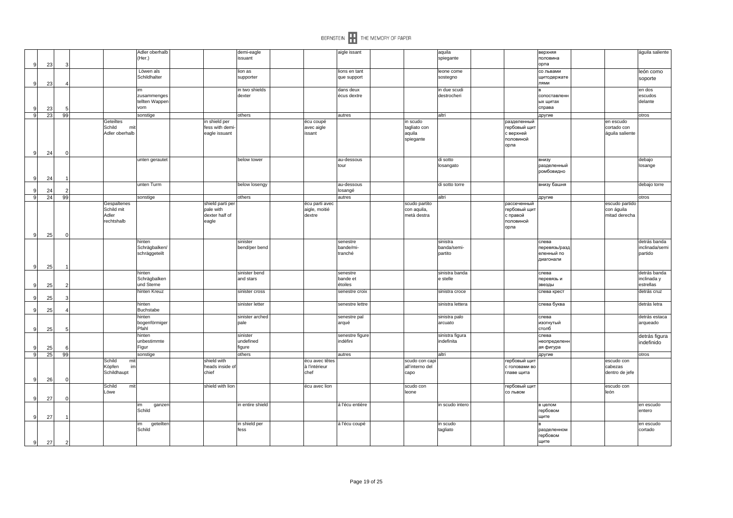| | | | | | | | | | | | | | | | | | | | | |
|---|---|---|---|---|---|---|---|---|---|---|---|---|---|---|---|---|---|---|---|---|
| 9 | 23 | 3 | | | Adler oberhalb (Her.) | | | demi-eagle issuant | | | aigle issant | | | aquila spiegante | | | верхняя половина орла | | | águila saliente |
| 9 | 23 | 4 | | | Löwen als Schildhalter | | | lion as supporter | | | lions en tant que support | | | leone come sostegno | | | со львами щитодержателями | | | león como soporte |
| 9 | 23 | 5 | | | im zusammengestellten Wappen vorn | | | in two shields dexter | | | dans deux écus dextre | | | in due scudi destrocheri | | | в сопоставленных щитах справа | | | en dos escudos delante |
| 9 | 23 | 99 | | | sonstige | | | others | | | autres | | | altri | | | другие | | | otros |
| 9 | 24 | 0 | | Geteiltes Schild mit Adler oberhalb | | | in shield per fess with demi-eagle issuant | | | écu coupé avec aigle issant | | | in scudo tagliato con aquila spiegante | | | разделенный гербовый щит с верхней половиной орла | | | en escudo cortado con águila saliente | |
| 9 | 24 | 1 | | | unten gerautet | | | below tower | | | au-dessous tour | | | di sotto losangato | | | внизу разделенный ромбовидно | | | debajo losange |
| 9 | 24 | 2 | | | unten Turm | | | below losengy | | | au-dessous losangé | | | di sotto torre | | | внизу башня | | | debajo torre |
| 9 | 24 | 99 | | | sonstige | | | others | | | autres | | | altri | | | другие | | | otros |
| 9 | 25 | 0 | | Gespaltenes Schild mit Adler rechtshalb | | | shield parti per pale with dexter half of eagle | | | écu parti avec aigle, moitié dextre | | | scudo partito con aquila, metà destra | | | рассеченный гербовый щит с правой половиной орла | | | escudo partido con águila mitad derecha | |
| 9 | 25 | 1 | | | hinten Schrägbalken/ schräggeteilt | | | sinister bend/per bend | | | senestre bande/mi-tranché | | | sinistra banda/semi-partito | | | слева перевязь/разделенный по диагонали | | | detrás banda inclinada/semi partido |
| 9 | 25 | 2 | | | hinten Schrägbalken und Sterne | | | sinister bend and stars | | | senestre bande et étoiles | | | sinistra banda e stelle | | | слева перевязь и звезды | | | detrás banda inclinada y estrellas |
| 9 | 25 | 3 | | | hinten Kreuz | | | sinister cross | | | senestre croix | | | sinistra croce | | | слева крест | | | detrás cruz |
| 9 | 25 | 4 | | | hinten Buchstabe | | | sinister letter | | | senestre lettre | | | sinistra lettera | | | слева буква | | | detrás letra |
| 9 | 25 | 5 | | | hinten bogenförmiger Pfahl | | | sinister arched pale | | | senestre pal arqué | | | sinistra palo arcuato | | | слева изогнутый столб | | | detrás estaca arqueado |
| 9 | 25 | 6 | | | hinten unbestimmte Figur | | | sinister undefined figure | | | senestre figure indéfini | | | sinistra figura indefinita | | | слева неопределенная фигура | | | detrás figura indefinido |
| 9 | 25 | 99 | | | sonstige | | | others | | | autres | | | altri | | | другие | | | otros |
| 9 | 26 | 0 | | Schild mit Köpfen im Schildhaupt | | | shield with heads inside of chief | | | écu avec têtes à l'intérieur chef | | | scudo con capi all'interno del capo | | | гербовый щит с головами во главе щита | | | escudo con cabezas dentro de jefe | |
| 9 | 27 | 0 | | Schild mit Löwe | | | shield with lion | | | écu avec lion | | | scudo con leone | | | гербовый щит со львом | | | escudo con león | |
| 9 | 27 | 1 | | | im ganzen Schild | | | in entire shield | | | à l'écu entière | | | in scudo intero | | | в целом гербовом щите | | | en escudo entero |
| 9 | 27 | 2 | | | im geteilten Schild | | | in shield per fess | | | à l'écu coupé | | | in scudo tagliato | | | в разделенном гербовом щите | | | en escudo cortado |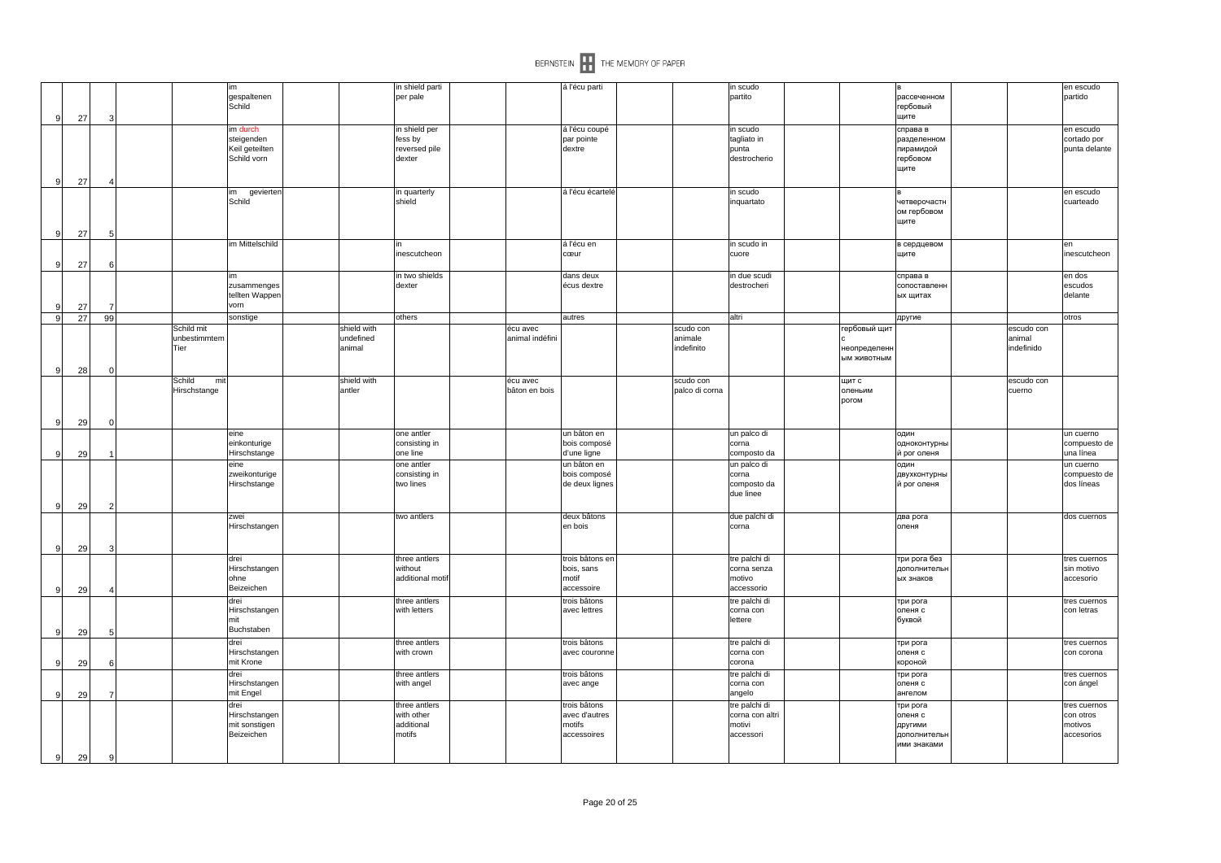| | | | | | | | | | | | | | | | | | | | | |
|---|---|---|---|---|---|---|---|---|---|---|---|---|---|---|---|---|---|---|---|---|
| 9 | 27 | 3 | | | im gespaltenen Schild | | | in shield parti per pale | | | á l'écu parti | | | in scudo partito | | | в рассеченном гербовый щите | | | en escudo partido |
| 9 | 27 | 4 | | | im durch steigenden Keil geteilten Schild vorn | | | in shield per fess by reversed pile dexter | | | á l'écu coupé par pointe dextre | | | in scudo tagliato in punta destrocherio | | | справа в разделенном пирамидой гербовом щите | | | en escudo cortado por punta delante |
| 9 | 27 | 5 | | | im gevierten Schild | | | in quarterly shield | | | á l'écu écartelé | | | in scudo inquartato | | | в четверочастном гербовом щите | | | en escudo cuarteado |
| 9 | 27 | 6 | | | im Mittelschild | | | in inescutcheon | | | á l'écu en cœur | | | in scudo in cuore | | | в сердцевом щите | | | en inescutcheon |
| 9 | 27 | 7 | | | im zusammengestellten Wappen vorn | | | in two shields dexter | | | dans deux écus dextre | | | in due scudi destrocheri | | | справа в сопоставленных щитах | | | en dos escudos delante |
| 9 | 27 | 99 | | | sonstige | | | others | | | autres | | | altri | | | другие | | | otros |
| 9 | 28 | 0 | | Schild mit unbestimmtem Tier | | | shield with undefined animal | | | écu avec animal indéfini | | | scudo con animale indefinito | | | гербовый щит с неопределенным животным | | | escudo con animal indefinido | |
| 9 | 29 | 0 | | Schild mit Hirschstange | | | shield with antler | | | écu avec bâton en bois | | | scudo con palco di corna | | | щит с оленьим рогом | | | escudo con cuerno | |
| 9 | 29 | 1 | | | eine einkonturige Hirschstange | | | one antler consisting in one line | | | un bâton en bois composé d'une ligne | | | un palco di corna composto da | | | один одноконтурный рог оленя | | | un cuerno compuesto de una línea |
| 9 | 29 | 2 | | | eine zweikonturige Hirschstange | | | one antler consisting in two lines | | | un bâton en bois composé de deux lignes | | | un palco di corna composto da due linee | | | один двухконтурный рог оленя | | | un cuerno compuesto de dos líneas |
| 9 | 29 | 3 | | | zwei Hirschstangen | | | two antlers | | | deux bâtons en bois | | | due palchi di corna | | | два рога оленя | | | dos cuernos |
| 9 | 29 | 4 | | | drei Hirschstangen ohne Beizeichen | | | three antlers without additional motif | | | trois bâtons en bois, sans motif accessoire | | | tre palchi di corna senza motivo accessorio | | | три рога без дополнительных знаков | | | tres cuernos sin motivo accesorio |
| 9 | 29 | 5 | | | drei Hirschstangen mit Buchstaben | | | three antlers with letters | | | trois bâtons avec lettres | | | tre palchi di corna con lettere | | | три рога оленя с буквой | | | tres cuernos con letras |
| 9 | 29 | 6 | | | drei Hirschstangen mit Krone | | | three antlers with crown | | | trois bâtons avec couronne | | | tre palchi di corna con corona | | | три рога оленя с короной | | | tres cuernos con corona |
| 9 | 29 | 7 | | | drei Hirschstangen mit Engel | | | three antlers with angel | | | trois bâtons avec ange | | | tre palchi di corna con angelo | | | три рога оленя с ангелом | | | tres cuernos con ángel |
| 9 | 29 | 9 | | | drei Hirschstangen mit sonstigen Beizeichen | | | three antlers with other additional motifs | | | trois bâtons avec d'autres motifs accessoires | | | tre palchi di corna con altri motivi accessori | | | три рога оленя с другими дополнительными знаками | | | tres cuernos con otros motivos accesorios |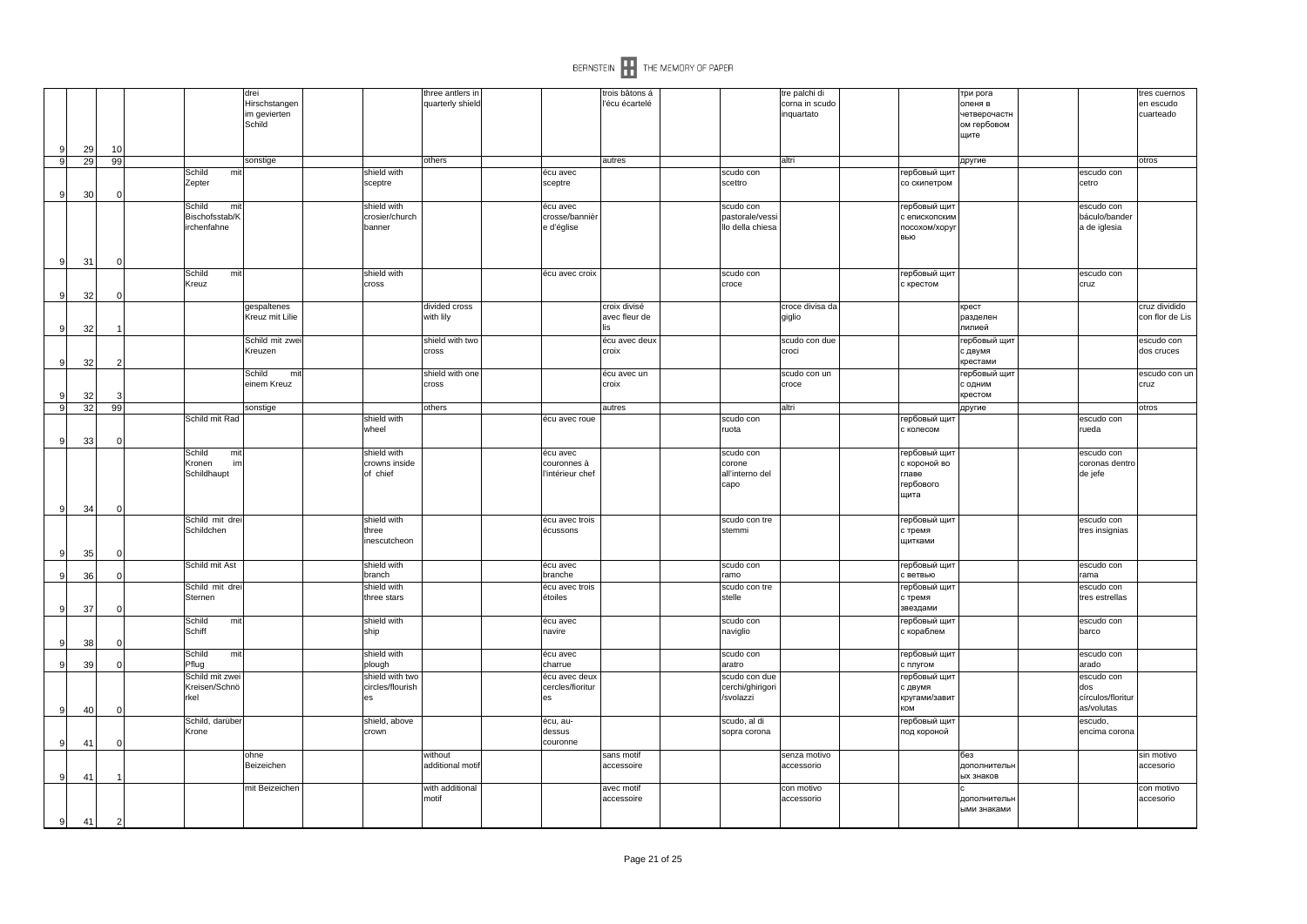| 9 | 29 | 10 | | | drei Hirschstangen im gevierten Schild | | | three antlers in quarterly shield | | | trois bâtons á l'écu écartelé | | | tre palchi di corna in scudo inquartato | | | три рога оленя в четверочастном гербовом щите | | | tres cuernos en escudo cuarteado |
|---|---|---|---|---|---|---|---|---|---|---|---|---|---|---|---|---|---|---|---|---|
| 9 | 29 | 99 | | | sonstige | | | others | | | autres | | | altri | | | другие | | | otros |
| 9 | 30 | 0 | | Schild mit Zepter | | | shield with sceptre | | | écu avec sceptre | | | scudo con scettro | | | гербовый щит со скипетром | | | escudo con cetro | |
| 9 | 31 | 0 | | Schild mit Bischofsstab/Kirchenfahne | | | shield with crosier/church banner | | | écu avec crosse/bannière d'église | | | scudo con pastorale/vessillo della chiesa | | | гербовый щит с епископским посохом/хоругвью | | | escudo con báculo/bandera de iglesia | |
| 9 | 32 | 0 | | Schild mit Kreuz | | | shield with cross | | | écu avec croix | | | scudo con croce | | | гербовый щит с крестом | | | escudo con cruz | |
| 9 | 32 | 1 | | | gespaltenes Kreuz mit Lilie | | | divided cross with lily | | | croix divisé avec fleur de lis | | | croce divisa da giglio | | | крест разделен лилией | | | cruz dividido con flor de Lis |
| 9 | 32 | 2 | | | Schild mit zwei Kreuzen | | | shield with two cross | | | écu avec deux croix | | | scudo con due croci | | | гербовый щит с двумя крестами | | | escudo con dos cruces |
| 9 | 32 | 3 | | | Schild mit einem Kreuz | | | shield with one cross | | | écu avec un croix | | | scudo con un croce | | | гербовый щит с одним крестом | | | escudo con un cruz |
| 9 | 32 | 99 | | | sonstige | | | others | | | autres | | | altri | | | другие | | | otros |
| 9 | 33 | 0 | | Schild mit Rad | | | shield with wheel | | | écu avec roue | | | scudo con ruota | | | гербовый щит с колесом | | | escudo con rueda | |
| 9 | 34 | 0 | | Schild mit Kronen im Schildhaupt | | | shield with crowns inside of chief | | | écu avec couronnes à l'intérieur chef | | | scudo con corone all'interno del capo | | | гербовый щит с короной во главе гербового щита | | | escudo con coronas dentro de jefe | |
| 9 | 35 | 0 | | Schild mit drei Schildchen | | | shield with three inescutcheon | | | écu avec trois écussons | | | scudo con tre stemmi | | | гербовый щит с тремя щитками | | | escudo con tres insignias | |
| 9 | 36 | 0 | | Schild mit Ast | | | shield with branch | | | écu avec branche | | | scudo con ramo | | | гербовый щит с ветвью | | | escudo con rama | |
| 9 | 37 | 0 | | Schild mit drei Sternen | | | shield with three stars | | | écu avec trois étoiles | | | scudo con tre stelle | | | гербовый щит с тремя звездами | | | escudo con tres estrellas | |
| 9 | 38 | 0 | | Schild mit Schiff | | | shield with ship | | | écu avec navire | | | scudo con naviglio | | | гербовый щит с кораблем | | | escudo con barco | |
| 9 | 39 | 0 | | Schild mit Pflug | | | shield with plough | | | écu avec charrue | | | scudo con aratro | | | гербовый щит с плугом | | | escudo con arado | |
| 9 | 40 | 0 | | Schild mit zwei Kreisen/Schnörkel | | | shield with two circles/flourishes | | | écu avec deux cercles/fioritures | | | scudo con due cerchi/ghirigori /svolazzi | | | гербовый щит с двумя кругами/завитком | | | escudo con dos círculos/floritur as/volutas | |
| 9 | 41 | 0 | | Schild, darüber Krone | | | shield, above crown | | | écu, au-dessus couronne | | | scudo, al di sopra corona | | | гербовый щит под короной | | | escudo, encima corona | |
| 9 | 41 | 1 | | | ohne Beizeichen | | | without additional motif | | | sans motif accessoire | | | senza motivo accessorio | | | без дополнительных знаков | | | sin motivo accesorio |
| 9 | 41 | 2 | | | mit Beizeichen | | | with additional motif | | | avec motif accessoire | | | con motivo accessorio | | | с дополнительными знаками | | | con motivo accesorio |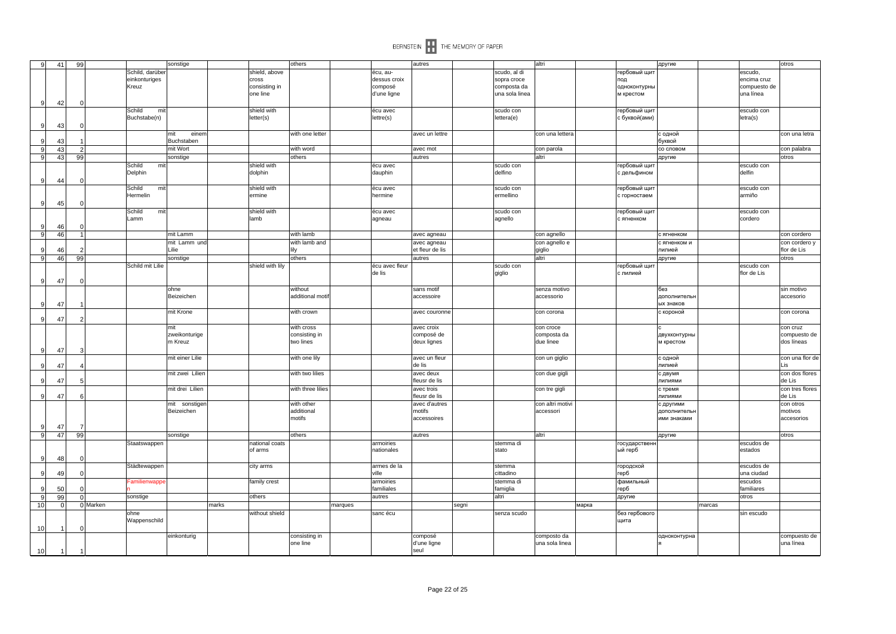| 9 | 41 | 99 | | | sonstige | | | others | | | autres | | | altri | | | другие | | | otros |
|---|---|---|---|---|---|---|---|---|---|---|---|---|---|---|---|---|---|---|---|---|
| 9 | 42 | 0 | | Schild, darüber einkonturiges Kreuz | | | shield, above cross consisting in one line | | | écu, au-dessus croix composé d'une ligne | | | scudo, al di sopra croce composta da una linea | | | гербовый щит под одноконтурны м крестом | | | escudo, encima cruz compuesto de una línea | |
| 9 | 43 | 0 | | Schild mit Buchstabe(n) | | | shield with letter(s) | | | écu avec lettre(s) | | | scudo con lettera(e) | | | гербовый щит с буквой(ами) | | | escudo con letra(s) | |
| 9 | 43 | 1 | | | mit einem Buchstaben | | | with one letter | | | avec un lettre | | | con una lettera | | | с одной буквой | | | con una letra |
| 9 | 43 | 2 | | | mit Wort | | | with word | | | avec mot | | | con parola | | | со словом | | | con palabra |
| 9 | 43 | 99 | | | sonstige | | | others | | | autres | | | altri | | | другие | | | otros |
| 9 | 44 | 0 | | Schild mit Delphin | | | shield with dolphin | | | écu avec dauphin | | | scudo con delfino | | | гербовый щит с дельфином | | | escudo con delfín | |
| 9 | 45 | 0 | | Schild mit Hermelin | | | shield with ermine | | | écu avec hermine | | | scudo con ermellino | | | гербовый щит с горностаем | | | escudo con armiño | |
| 9 | 46 | 0 | | Schild mit Lamm | | | shield with lamb | | | écu avec agneau | | | scudo con agnello | | | гербовый щит с ягненком | | | escudo con cordero | |
| 9 | 46 | 1 | | | mit Lamm | | | with lamb | | | avec agneau | | | con agnello | | | с ягненком | | | con cordero |
| 9 | 46 | 2 | | | mit Lamm und Lilie | | | with lamb and lily | | | avec agneau et fleur de lis | | | con agnello e giglio | | | с ягненком и лилией | | | con cordero y flor de Lis |
| 9 | 46 | 99 | | | sonstige | | | others | | | autres | | | altri | | | другие | | | otros |
| 9 | 47 | 0 | | Schild mit Lilie | | | shield with lily | | | écu avec fleur de lis | | | scudo con giglio | | | гербовый щит с лилией | | | escudo con flor de Lis | |
| 9 | 47 | 1 | | | ohne Beizeichen | | | without additional motif | | | sans motif accessoire | | | senza motivo accessorio | | | без дополнительн ых знаков | | | sin motivo accesorio |
| 9 | 47 | 2 | | | mit Krone | | | with crown | | | avec couronne | | | con corona | | | с короной | | | con corona |
| 9 | 47 | 3 | | | mit zweikonturige m Kreuz | | | with cross consisting in two lines | | | avec croix composé de deux lignes | | | con croce composta da due linee | | | с двухконтурны м крестом | | | con cruz compuesto de dos líneas |
| 9 | 47 | 4 | | | mit einer Lilie | | | with one lily | | | avec un fleur de lis | | | con un giglio | | | с одной лилией | | | con una flor de Lis |
| 9 | 47 | 5 | | | mit zwei Lilien | | | with two lilies | | | avec deux fleusr de lis | | | con due gigli | | | с двумя лилиями | | | con dos flores de Lis |
| 9 | 47 | 6 | | | mit drei Lilien | | | with three lilies | | | avec trois fleusr de lis | | | con tre gigli | | | с тремя лилиями | | | con tres flores de Lis |
| 9 | 47 | 7 | | | mit sonstigen Beizeichen | | | with other additional motifs | | | avec d'autres motifs accessoires | | | con altri motivi accessori | | | с другими дополнительн ими знаками | | | con otros motivos accesorios |
| 9 | 47 | 99 | | | sonstige | | | others | | | autres | | | altri | | | другие | | | otros |
| 9 | 48 | 0 | | Staatswappen | | | national coats of arms | | | armoiries nationales | | | stemma di stato | | | государственн ый герб | | | escudos de estados | |
| 9 | 49 | 0 | | Städtewappen | | | city arms | | | armes de la ville | | | stemma cittadino | | | городской герб | | | escudos de una ciudad | |
| 9 | 50 | 0 | | Familienwappen | | | family crest | | | armoiries familiales | | | stemma di famiglia | | | фамильный герб | | | escudos familiares | |
| 9 | 99 | 0 | | sonstige | | | others | | | autres | | | altri | | | другие | | | otros | |
| 10 | 0 | 0 | Marken | | | marks | | | marques | | | segni | | | марка | | | marcas | | |
| 10 | 1 | 0 | | ohne Wappenschild | | | without shield | | | sanc écu | | | senza scudo | | | без гербового щита | | | sin escudo | |
| 10 | 1 | 1 | | | einkonturig | | | consisting in one line | | | composé d'une ligne seul | | | composto da una sola linea | | | одноконтурна я | | | compuesto de una línea |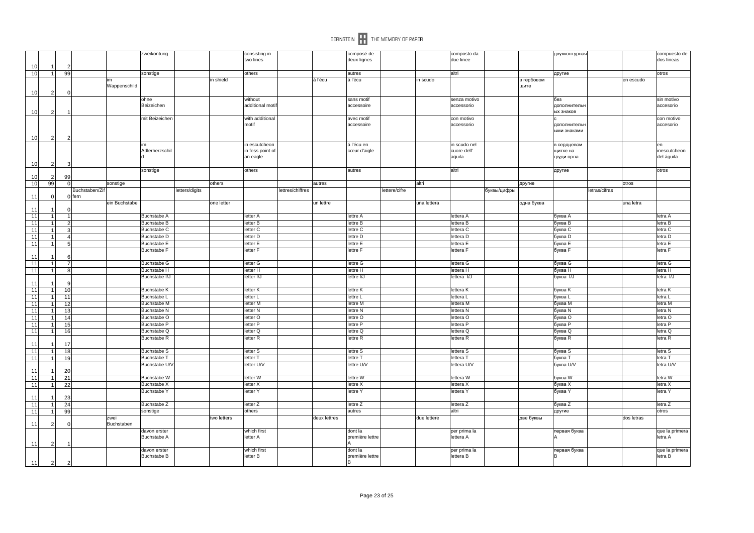| | | | | | | | | | | | | | | | | | | | | |
|---|---|---|---|---|---|---|---|---|---|---|---|---|---|---|---|---|---|---|---|---|
| 10 | 1 | 2 | | | zweikonturig | | | consisting in two lines | | | composé de deux lignes | | | composto da due linee | | | двухконтурная | | | compuesto de dos líneas |
| 10 | 1 | 99 | | | sonstige | | | others | | | autres | | | altri | | | другие | | | otros |
| 10 | 2 | 0 | | im Wappenschild | | | in shield | | | à l'écu | à l'écu | | in scudo | | | в гербовом щите | | | en escudo | |
| 10 | 2 | 1 | | | ohne Beizeichen | | | without additional motif | | | sans motif accessoire | | | senza motivo accessorio | | | без дополнительных знаков | | | sin motivo accesorio |
| 10 | 2 | 2 | | | mit Beizeichen | | | with additional motif | | | avec motif accessoire | | | con motivo accessorio | | | с дополнительными знаками | | | con motivo accesorio |
| 10 | 2 | 3 | | | im Adlerherzschild | | | in escutcheon in fess point of an eagle | | | á l'écu en cœur d'aigle | | | in scudo nel cuore dell' aquila | | | в сердцевом щитке на груди орла | | | en inescutcheon del águila |
| 10 | 2 | 99 | | | sonstige | | | others | | | autres | | | altri | | | другие | | | otros |
| 10 | 99 | 0 | | sonstige | | | others | | | autres | | | altri | | | другие | | | otros | |
| 11 | 0 | 0 | Buchstaben/Ziffern | | | letters/digits | | | lettres/chiffres | | | lettere/cifre | | | буквы/цифры | | | letras/cifras | | |
| 11 | 1 | 0 | | ein Buchstabe | | | one letter | | | un lettre | | | una lettera | | | одна буква | | | una letra | |
| 11 | 1 | 1 | | | Buchstabe A | | | letter A | | | lettre A | | | lettera A | | | буква A | | | letra A |
| 11 | 1 | 2 | | | Buchstabe B | | | letter B | | | lettre B | | | lettera B | | | буква B | | | letra B |
| 11 | 1 | 3 | | | Buchstabe C | | | letter C | | | lettre C | | | lettera C | | | буква C | | | letra C |
| 11 | 1 | 4 | | | Buchstabe D | | | letter D | | | lettre D | | | lettera D | | | буква D | | | letra D |
| 11 | 1 | 5 | | | Buchstabe E | | | letter E | | | lettre E | | | lettera E | | | буква E | | | letra E |
| 11 | 1 | 6 | | | Buchstabe F | | | letter F | | | lettre F | | | lettera F | | | буква F | | | letra F |
| 11 | 1 | 7 | | | Buchstabe G | | | letter G | | | lettre G | | | lettera G | | | буква G | | | letra G |
| 11 | 1 | 8 | | | Buchstabe H | | | letter H | | | lettre H | | | lettera H | | | буква H | | | letra H |
| 11 | 1 | 9 | | | Buchstabe I/J | | | letter I/J | | | lettre I/J | | | lettera I/J | | | буква I/J | | | letra I/J |
| 11 | 1 | 10 | | | Buchstabe K | | | letter K | | | lettre K | | | lettera K | | | буква K | | | letra K |
| 11 | 1 | 11 | | | Buchstabe L | | | letter L | | | lettre L | | | lettera L | | | буква L | | | letra L |
| 11 | 1 | 12 | | | Buchstabe M | | | letter M | | | lettre M | | | lettera M | | | буква M | | | letra M |
| 11 | 1 | 13 | | | Buchstabe N | | | letter N | | | lettre N | | | lettera N | | | буква N | | | letra N |
| 11 | 1 | 14 | | | Buchstabe O | | | letter O | | | lettre O | | | lettera O | | | буква O | | | letra O |
| 11 | 1 | 15 | | | Buchstabe P | | | letter P | | | lettre P | | | lettera P | | | буква P | | | letra P |
| 11 | 1 | 16 | | | Buchstabe Q | | | letter Q | | | lettre Q | | | lettera Q | | | буква Q | | | letra Q |
| 11 | 1 | 17 | | | Buchstabe R | | | letter R | | | lettre R | | | lettera R | | | буква R | | | letra R |
| 11 | 1 | 18 | | | Buchstabe S | | | letter S | | | lettre S | | | lettera S | | | буква S | | | letra S |
| 11 | 1 | 19 | | | Buchstabe T | | | letter T | | | lettre T | | | lettera T | | | буква T | | | letra T |
| 11 | 1 | 20 | | | Buchstabe U/V | | | letter U/V | | | lettre U/V | | | lettera U/V | | | буква U/V | | | letra U/V |
| 11 | 1 | 21 | | | Buchstabe W | | | letter W | | | lettre W | | | lettera W | | | буква W | | | letra W |
| 11 | 1 | 22 | | | Buchstabe X | | | letter X | | | lettre X | | | lettera X | | | буква X | | | letra X |
| 11 | 1 | 23 | | | Buchstabe Y | | | letter Y | | | lettre Y | | | lettera Y | | | буква Y | | | letra Y |
| 11 | 1 | 24 | | | Buchstabe Z | | | letter Z | | | lettre Z | | | lettera Z | | | буква Z | | | letra Z |
| 11 | 1 | 99 | | | sonstige | | | others | | | autres | | | altri | | | другие | | | otros |
| 11 | 2 | 0 | | zwei Buchstaben | | | two letters | | | deux lettres | | | due lettere | | | две буквы | | | dos letras | |
| 11 | 2 | 1 | | | davon erster Buchstabe A | | | which first letter A | | | dont la première lettre A | | | per prima la lettera A | | | первая буква A | | | que la primera letra A |
| 11 | 2 | 2 | | | davon erster Buchstabe B | | | which first letter B | | | dont la première lettre B | | | per prima la lettera B | | | первая буква B | | | que la primera letra B |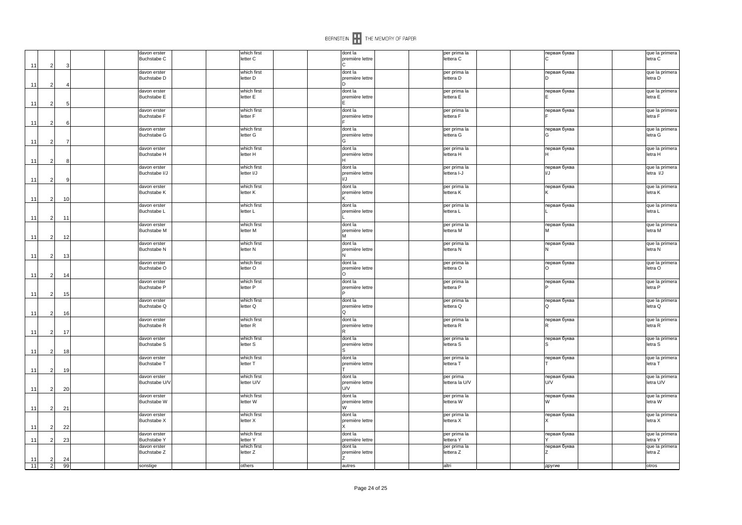| | | | | | | | | |
|---|---|---|---|---|---|---|---|---|
| 11 | 2 | 3 | davon erster Buchstabe C | which first letter C | dont la première lettre C | per prima la lettera C | первая буква C | que la primera letra C |
| 11 | 2 | 4 | davon erster Buchstabe D | which first letter D | dont la première lettre D | per prima la lettera D | первая буква D | que la primera letra D |
| 11 | 2 | 5 | davon erster Buchstabe E | which first letter E | dont la première lettre E | per prima la lettera E | первая буква E | que la primera letra E |
| 11 | 2 | 6 | davon erster Buchstabe F | which first letter F | dont la première lettre F | per prima la lettera F | первая буква F | que la primera letra F |
| 11 | 2 | 7 | davon erster Buchstabe G | which first letter G | dont la première lettre G | per prima la lettera G | первая буква G | que la primera letra G |
| 11 | 2 | 8 | davon erster Buchstabe H | which first letter H | dont la première lettre H | per prima la lettera H | первая буква H | que la primera letra H |
| 11 | 2 | 9 | davon erster Buchstabe I/J | which first letter I/J | dont la première lettre I/J | per prima la lettera I-J | первая буква I/J | que la primera letra I/J |
| 11 | 2 | 10 | davon erster Buchstabe K | which first letter K | dont la première lettre K | per prima la lettera K | первая буква K | que la primera letra K |
| 11 | 2 | 11 | davon erster Buchstabe L | which first letter L | dont la première lettre L | per prima la lettera L | первая буква L | que la primera letra L |
| 11 | 2 | 12 | davon erster Buchstabe M | which first letter M | dont la première lettre M | per prima la lettera M | первая буква M | que la primera letra M |
| 11 | 2 | 13 | davon erster Buchstabe N | which first letter N | dont la première lettre N | per prima la lettera N | первая буква N | que la primera letra N |
| 11 | 2 | 14 | davon erster Buchstabe O | which first letter O | dont la première lettre O | per prima la lettera O | первая буква O | que la primera letra O |
| 11 | 2 | 15 | davon erster Buchstabe P | which first letter P | dont la première lettre P | per prima la lettera P | первая буква P | que la primera letra P |
| 11 | 2 | 16 | davon erster Buchstabe Q | which first letter Q | dont la première lettre Q | per prima la lettera Q | первая буква Q | que la primera letra Q |
| 11 | 2 | 17 | davon erster Buchstabe R | which first letter R | dont la première lettre R | per prima la lettera R | первая буква R | que la primera letra R |
| 11 | 2 | 18 | davon erster Buchstabe S | which first letter S | dont la première lettre S | per prima la lettera S | первая буква S | que la primera letra S |
| 11 | 2 | 19 | davon erster Buchstabe T | which first letter T | dont la première lettre T | per prima la lettera T | первая буква T | que la primera letra T |
| 11 | 2 | 20 | davon erster Buchstabe U/V | which first letter U/V | dont la première lettre U/V | per prima lettera la U/V | первая буква U/V | que la primera letra U/V |
| 11 | 2 | 21 | davon erster Buchstabe W | which first letter W | dont la première lettre W | per prima la lettera W | первая буква W | que la primera letra W |
| 11 | 2 | 22 | davon erster Buchstabe X | which first letter X | dont la première lettre X | per prima la lettera X | первая буква X | que la primera letra X |
| 11 | 2 | 23 | davon erster Buchstabe Y | which first letter Y | dont la première lettre Y | per prima la lettera Y | первая буква Y | que la primera letra Y |
| 11 | 2 | 24 | davon erster Buchstabe Z | which first letter Z | dont la première lettre Z | per prima la lettera Z | первая буква Z | que la primera letra Z |
| 11 | 2 | 99 | sonstige | others | autres | altri | другие | otros |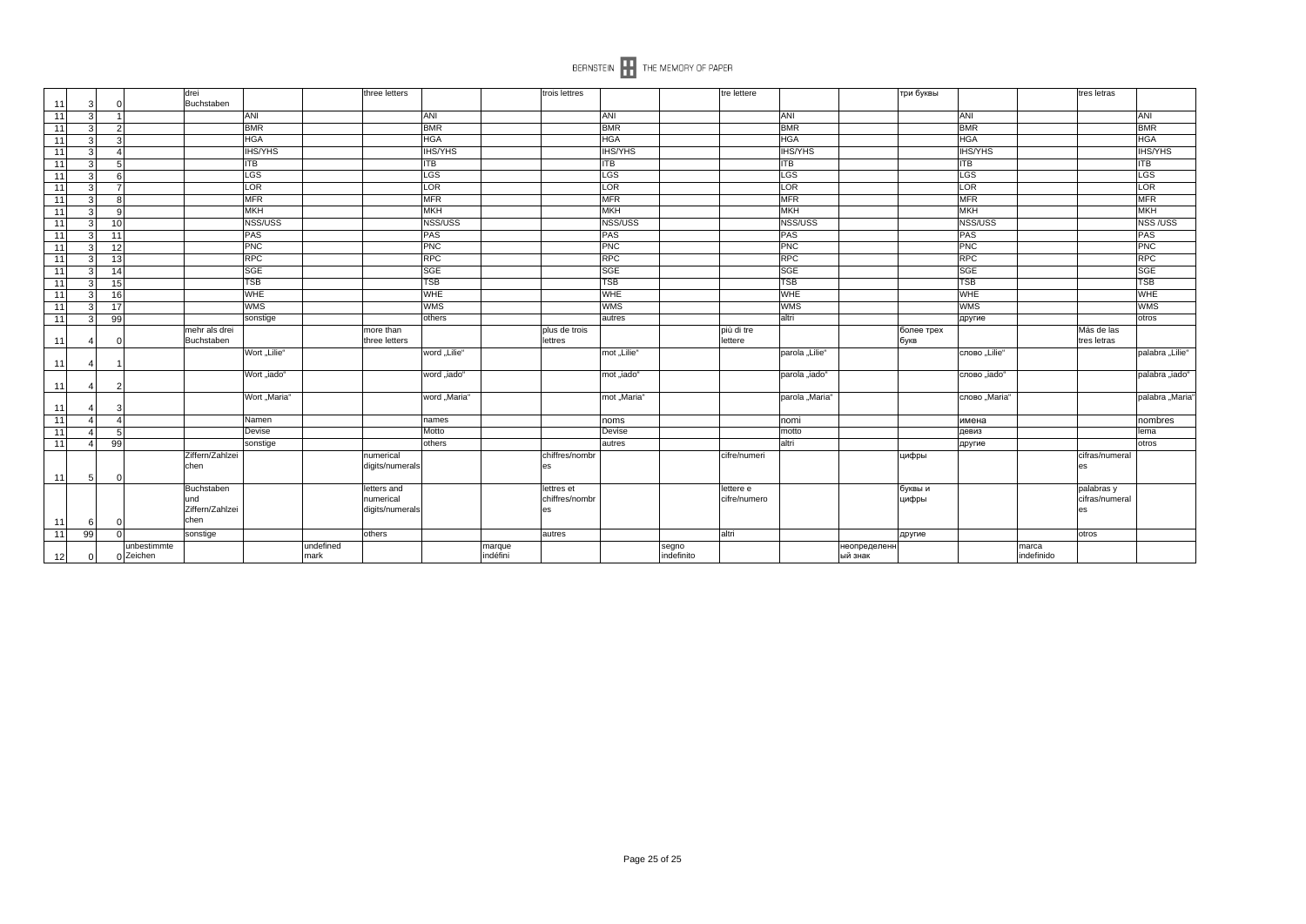| | | | | | | | | | | | | | | | | | | | | |
|---|---|---|---|---|---|---|---|---|---|---|---|---|---|---|---|---|---|---|---|---|
| 11 | 3 | 0 | | drei Buchstaben | | | three letters | | | trois lettres | | | tre lettere | | | три буквы | | | tres letras | |
| 11 | 3 | 1 | | | ANI | | | ANI | | | ANI | | | ANI | | | ANI | | | ANI |
| 11 | 3 | 2 | | | BMR | | | BMR | | | BMR | | | BMR | | | BMR | | | BMR |
| 11 | 3 | 3 | | | HGA | | | HGA | | | HGA | | | HGA | | | HGA | | | HGA |
| 11 | 3 | 4 | | | IHS/YHS | | | IHS/YHS | | | IHS/YHS | | | IHS/YHS | | | IHS/YHS | | | IHS/YHS |
| 11 | 3 | 5 | | | ITB | | | ITB | | | ITB | | | ITB | | | ITB | | | ITB |
| 11 | 3 | 6 | | | LGS | | | LGS | | | LGS | | | LGS | | | LGS | | | LGS |
| 11 | 3 | 7 | | | LOR | | | LOR | | | LOR | | | LOR | | | LOR | | | LOR |
| 11 | 3 | 8 | | | MFR | | | MFR | | | MFR | | | MFR | | | MFR | | | MFR |
| 11 | 3 | 9 | | | MKH | | | MKH | | | MKH | | | MKH | | | MKH | | | MKH |
| 11 | 3 | 10 | | | NSS/USS | | | NSS/USS | | | NSS/USS | | | NSS/USS | | | NSS/USS | | | NSS /USS |
| 11 | 3 | 11 | | | PAS | | | PAS | | | PAS | | | PAS | | | PAS | | | PAS |
| 11 | 3 | 12 | | | PNC | | | PNC | | | PNC | | | PNC | | | PNC | | | PNC |
| 11 | 3 | 13 | | | RPC | | | RPC | | | RPC | | | RPC | | | RPC | | | RPC |
| 11 | 3 | 14 | | | SGE | | | SGE | | | SGE | | | SGE | | | SGE | | | SGE |
| 11 | 3 | 15 | | | TSB | | | TSB | | | TSB | | | TSB | | | TSB | | | TSB |
| 11 | 3 | 16 | | | WHE | | | WHE | | | WHE | | | WHE | | | WHE | | | WHE |
| 11 | 3 | 17 | | | WMS | | | WMS | | | WMS | | | WMS | | | WMS | | | WMS |
| 11 | 3 | 99 | | | sonstige | | | others | | | autres | | | altri | | | другие | | | otros |
| 11 | 4 | 0 | | mehr als drei Buchstaben | | | more than three letters | | | plus de trois lettres | | | più di tre lettere | | | более трех букв | | | Más de las tres letras | |
| 11 | 4 | 1 | | | Wort „Lilie" | | | word „Lilie" | | | mot „Lilie" | | | parola „Lilie" | | | слово „Lilie" | | | palabra „Lilie" |
| 11 | 4 | 2 | | | Wort „iado" | | | word „iado" | | | mot „iado" | | | parola „iado" | | | слово „iado" | | | palabra „iado" |
| 11 | 4 | 3 | | | Wort „Maria" | | | word „Maria" | | | mot „Maria" | | | parola „Maria" | | | слово „Maria" | | | palabra „Maria" |
| 11 | 4 | 4 | | | Namen | | | names | | | noms | | | nomi | | | имена | | | nombres |
| 11 | 4 | 5 | | | Devise | | | Motto | | | Devise | | | motto | | | девиз | | | lema |
| 11 | 4 | 99 | | | sonstige | | | others | | | autres | | | altri | | | другие | | | otros |
| 11 | 5 | 0 | | Ziffern/Zahlzeichen | | | numerical digits/numerals | | | chiffres/nombres | | | cifre/numeri | | | цифры | | | cifras/numerales | |
| 11 | 6 | 0 | | Buchstaben und Ziffern/Zahlzeichen | | | letters and numerical digits/numerals | | | lettres et chiffres/nombres | | | lettere e cifre/numero | | | буквы и цифры | | | palabras y cifras/numerales | |
| 11 | 99 | 0 | | sonstige | | | others | | | autres | | | altri | | | другие | | | otros | |
| 12 | 0 | 0 | unbestimmte Zeichen | | | undefined mark | | | marque indéfini | | | segno indefinito | | | неопределенный знак | | | marca indefinido | | |